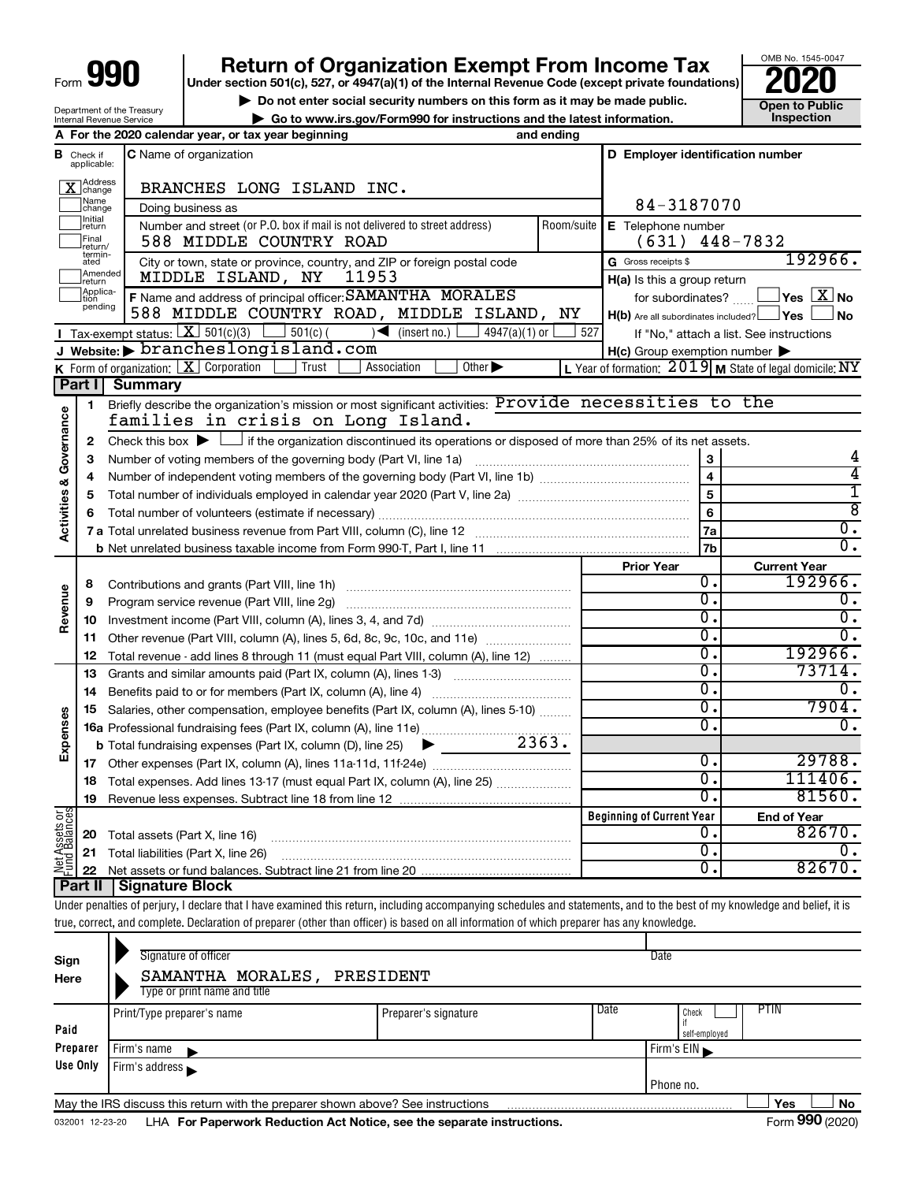Form **990**

# Return of Organization Exempt From Income Tax

**Under section 501(c), 527, or 4947(a)(1) of the Internal Revenue Code (except private foundations)**

▶ Do not enter social security numbers on this form as it may be made public.

▶ Go to www.irs.gov/Form990 for instructions and the latest information.

OMB No. 1545-0047

**2020**

**Open to Public Inspection**

Department of the Treasury
Internal Revenue Service

**A** For the 2020 calendar year, or tax year beginning and ending

**B** Check if applicable:
- [X] Address change
- [ ] Name change
- [ ] Initial return
- [ ] Final return/terminated
- [ ] Amended return
- [ ] Application pending

**C** Name of organization: BRANCHES LONG ISLAND INC.

Doing business as

Number and street (or P.O. box if mail is not delivered to street address): 588 MIDDLE COUNTRY ROAD | Room/suite

City or town, state or province, country, and ZIP or foreign postal code: MIDDLE ISLAND, NY 11953

**D** Employer identification number: 84-3187070

**E** Telephone number: (631) 448-7832

**G** Gross receipts $ 192966.

**F** Name and address of principal officer: SAMANTHA MORALES
588 MIDDLE COUNTRY ROAD, MIDDLE ISLAND, NY

**H(a)** Is this a group return for subordinates? [ ] Yes [X] No

**H(b)** Are all subordinates included? [ ] Yes [ ] No
If "No," attach a list. See instructions

**H(c)** Group exemption number ▶

**I** Tax-exempt status: [X] 501(c)(3) [ ] 501(c) ( ) ◀ (insert no.) [ ] 4947(a)(1) or [ ] 527

**J** Website: ▶ brancheslongisland.com

**K** Form of organization: [X] Corporation [ ] Trust [ ] Association [ ] Other ▶

**L** Year of formation: 2019 **M** State of legal domicile: NY

## Part I Summary

**Activities & Governance**

1 Briefly describe the organization's mission or most significant activities: Provide necessities to the families in crisis on Long Island.

2 Check this box ▶ [ ] if the organization discontinued its operations or disposed of more than 25% of its net assets.

| | | | |
|---|---|---|---|
| 3 | Number of voting members of the governing body (Part VI, line 1a) | 3 | 4 |
| 4 | Number of independent voting members of the governing body (Part VI, line 1b) | 4 | 4 |
| 5 | Total number of individuals employed in calendar year 2020 (Part V, line 2a) | 5 | 1 |
| 6 | Total number of volunteers (estimate if necessary) | 6 | 8 |
| 7a | Total unrelated business revenue from Part VIII, column (C), line 12 | 7a | 0. |
| b | Net unrelated business taxable income from Form 990-T, Part I, line 11 | 7b | 0. |

| | | | Prior Year | Current Year |
|---|---|---|---|---|
| **Revenue** | 8 | Contributions and grants (Part VIII, line 1h) | 0. | 192966. |
| | 9 | Program service revenue (Part VIII, line 2g) | 0. | 0. |
| | 10 | Investment income (Part VIII, column (A), lines 3, 4, and 7d) | 0. | 0. |
| | 11 | Other revenue (Part VIII, column (A), lines 5, 6d, 8c, 9c, 10c, and 11e) | 0. | 0. |
| | 12 | Total revenue - add lines 8 through 11 (must equal Part VIII, column (A), line 12) | 0. | 192966. |
| **Expenses** | 13 | Grants and similar amounts paid (Part IX, column (A), lines 1-3) | 0. | 73714. |
| | 14 | Benefits paid to or for members (Part IX, column (A), line 4) | 0. | 0. |
| | 15 | Salaries, other compensation, employee benefits (Part IX, column (A), lines 5-10) | 0. | 7904. |
| | 16a | Professional fundraising fees (Part IX, column (A), line 11e) | 0. | 0. |
| | b | Total fundraising expenses (Part IX, column (D), line 25) ▶ 2363. | | |
| | 17 | Other expenses (Part IX, column (A), lines 11a-11d, 11f-24e) | 0. | 29788. |
| | 18 | Total expenses. Add lines 13-17 (must equal Part IX, column (A), line 25) | 0. | 111406. |
| | 19 | Revenue less expenses. Subtract line 18 from line 12 | 0. | 81560. |
| | | | **Beginning of Current Year** | **End of Year** |
| **Net Assets or Fund Balances** | 20 | Total assets (Part X, line 16) | 0. | 82670. |
| | 21 | Total liabilities (Part X, line 26) | 0. | 0. |
| | 22 | Net assets or fund balances. Subtract line 21 from line 20 | 0. | 82670. |

## Part II Signature Block

Under penalties of perjury, I declare that I have examined this return, including accompanying schedules and statements, and to the best of my knowledge and belief, it is true, correct, and complete. Declaration of preparer (other than officer) is based on all information of which preparer has any knowledge.

**Sign Here**

Signature of officer | Date

SAMANTHA MORALES, PRESIDENT
Type or print name and title

**Paid Preparer Use Only**

| Print/Type preparer's name | Preparer's signature | Date | Check [ ] if self-employed | PTIN |
|---|---|---|---|---|
| | | | | |

Firm's name ▶ | Firm's EIN ▶

Firm's address ▶ | Phone no.

May the IRS discuss this return with the preparer shown above? See instructions [ ] Yes [ ] No

032001 12-23-20 LHA **For Paperwork Reduction Act Notice, see the separate instructions.** Form **990** (2020)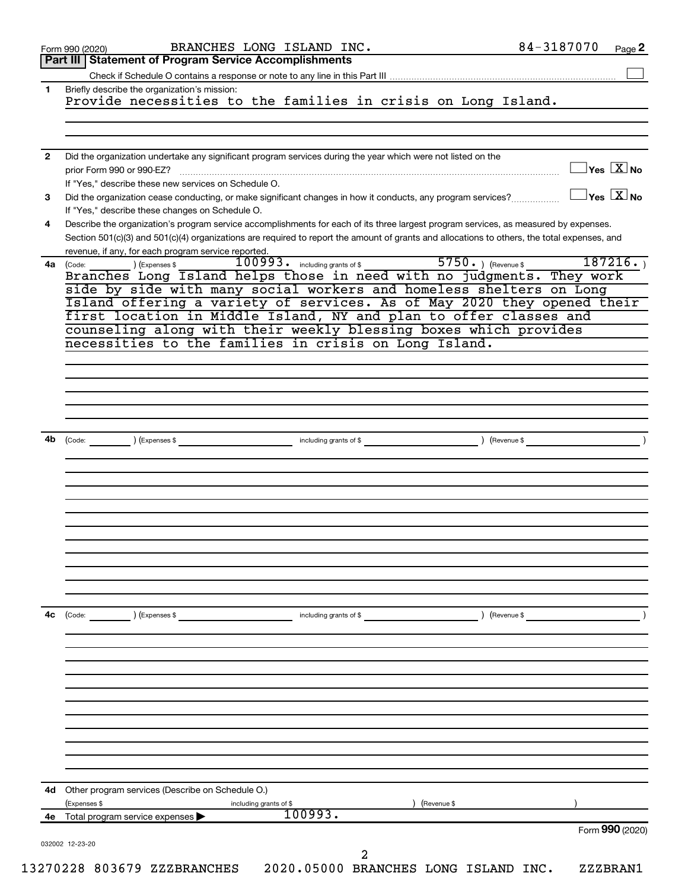Form 990 (2020) BRANCHES LONG ISLAND INC. 84-3187070 Page **2**

**Part III | Statement of Program Service Accomplishments**

Check if Schedule O contains a response or note to any line in this Part III ☐

**1** Briefly describe the organization's mission:

Provide necessities to the families in crisis on Long Island.

**2** Did the organization undertake any significant program services during the year which were not listed on the prior Form 990 or 990-EZ? ☐ Yes ☒ No

If "Yes," describe these new services on Schedule O.

**3** Did the organization cease conducting, or make significant changes in how it conducts, any program services? ☐ Yes ☒ No

If "Yes," describe these changes on Schedule O.

**4** Describe the organization's program service accomplishments for each of its three largest program services, as measured by expenses. Section 501(c)(3) and 501(c)(4) organizations are required to report the amount of grants and allocations to others, the total expenses, and revenue, if any, for each program service reported.

**4a** (Code: ) (Expenses $ 100993. including grants of $ 5750. ) (Revenue $ 187216. )

Branches Long Island helps those in need with no judgments. They work side by side with many social workers and homeless shelters on Long Island offering a variety of services. As of May 2020 they opened their first location in Middle Island, NY and plan to offer classes and counseling along with their weekly blessing boxes which provides necessities to the families in crisis on Long Island.

**4b** (Code: ) (Expenses $ including grants of $ ) (Revenue $ )

**4c** (Code: ) (Expenses $ including grants of $ ) (Revenue $ )

**4d** Other program services (Describe on Schedule O.)

(Expenses $ including grants of $ ) (Revenue $ )

**4e** Total program service expenses ▶ 100993.

Form **990** (2020)

032002 12-23-20

13270228 803679 ZZZBRANCHES 2020.05000 BRANCHES LONG ISLAND INC. ZZZBRAN1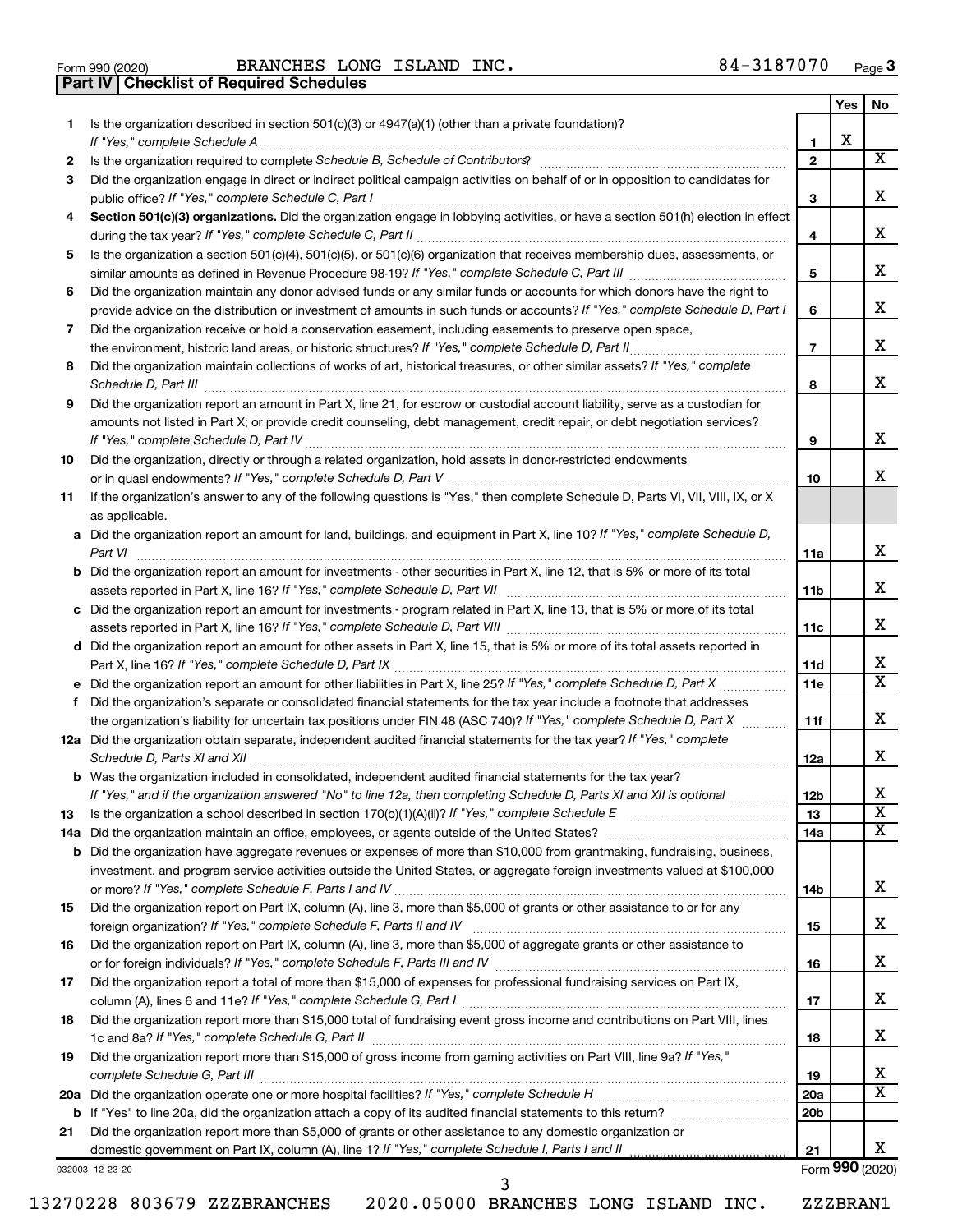Form 990 (2020) BRANCHES LONG ISLAND INC. 84-3187070 Page 3

**Part IV | Checklist of Required Schedules**

| | | | Yes | No |
|---|---|---|---|---|
| 1 | Is the organization described in section 501(c)(3) or 4947(a)(1) (other than a private foundation)? *If "Yes," complete Schedule A* | 1 | X | |
| 2 | Is the organization required to complete *Schedule B, Schedule of Contributors*? | 2 | | X |
| 3 | Did the organization engage in direct or indirect political campaign activities on behalf of or in opposition to candidates for public office? *If "Yes," complete Schedule C, Part I* | 3 | | X |
| 4 | **Section 501(c)(3) organizations.** Did the organization engage in lobbying activities, or have a section 501(h) election in effect during the tax year? *If "Yes," complete Schedule C, Part II* | 4 | | X |
| 5 | Is the organization a section 501(c)(4), 501(c)(5), or 501(c)(6) organization that receives membership dues, assessments, or similar amounts as defined in Revenue Procedure 98-19? *If "Yes," complete Schedule C, Part III* | 5 | | X |
| 6 | Did the organization maintain any donor advised funds or any similar funds or accounts for which donors have the right to provide advice on the distribution or investment of amounts in such funds or accounts? *If "Yes," complete Schedule D, Part I* | 6 | | X |
| 7 | Did the organization receive or hold a conservation easement, including easements to preserve open space, the environment, historic land areas, or historic structures? *If "Yes," complete Schedule D, Part II* | 7 | | X |
| 8 | Did the organization maintain collections of works of art, historical treasures, or other similar assets? *If "Yes," complete Schedule D, Part III* | 8 | | X |
| 9 | Did the organization report an amount in Part X, line 21, for escrow or custodial account liability, serve as a custodian for amounts not listed in Part X; or provide credit counseling, debt management, credit repair, or debt negotiation services? *If "Yes," complete Schedule D, Part IV* | 9 | | X |
| 10 | Did the organization, directly or through a related organization, hold assets in donor-restricted endowments or in quasi endowments? *If "Yes," complete Schedule D, Part V* | 10 | | X |
| 11 | If the organization's answer to any of the following questions is "Yes," then complete Schedule D, Parts VI, VII, VIII, IX, or X as applicable. | | | |
| a | Did the organization report an amount for land, buildings, and equipment in Part X, line 10? *If "Yes," complete Schedule D, Part VI* | 11a | | X |
| b | Did the organization report an amount for investments - other securities in Part X, line 12, that is 5% or more of its total assets reported in Part X, line 16? *If "Yes," complete Schedule D, Part VII* | 11b | | X |
| c | Did the organization report an amount for investments - program related in Part X, line 13, that is 5% or more of its total assets reported in Part X, line 16? *If "Yes," complete Schedule D, Part VIII* | 11c | | X |
| d | Did the organization report an amount for other assets in Part X, line 15, that is 5% or more of its total assets reported in Part X, line 16? *If "Yes," complete Schedule D, Part IX* | 11d | | X |
| e | Did the organization report an amount for other liabilities in Part X, line 25? *If "Yes," complete Schedule D, Part X* | 11e | | X |
| f | Did the organization's separate or consolidated financial statements for the tax year include a footnote that addresses the organization's liability for uncertain tax positions under FIN 48 (ASC 740)? *If "Yes," complete Schedule D, Part X* | 11f | | X |
| 12a | Did the organization obtain separate, independent audited financial statements for the tax year? *If "Yes," complete Schedule D, Parts XI and XII* | 12a | | X |
| b | Was the organization included in consolidated, independent audited financial statements for the tax year? *If "Yes," and if the organization answered "No" to line 12a, then completing Schedule D, Parts XI and XII is optional* | 12b | | X |
| 13 | Is the organization a school described in section 170(b)(1)(A)(ii)? *If "Yes," complete Schedule E* | 13 | | X |
| 14a | Did the organization maintain an office, employees, or agents outside of the United States? | 14a | | X |
| b | Did the organization have aggregate revenues or expenses of more than $10,000 from grantmaking, fundraising, business, investment, and program service activities outside the United States, or aggregate foreign investments valued at $100,000 or more? *If "Yes," complete Schedule F, Parts I and IV* | 14b | | X |
| 15 | Did the organization report on Part IX, column (A), line 3, more than $5,000 of grants or other assistance to or for any foreign organization? *If "Yes," complete Schedule F, Parts II and IV* | 15 | | X |
| 16 | Did the organization report on Part IX, column (A), line 3, more than $5,000 of aggregate grants or other assistance to or for foreign individuals? *If "Yes," complete Schedule F, Parts III and IV* | 16 | | X |
| 17 | Did the organization report a total of more than $15,000 of expenses for professional fundraising services on Part IX, column (A), lines 6 and 11e? *If "Yes," complete Schedule G, Part I* | 17 | | X |
| 18 | Did the organization report more than $15,000 total of fundraising event gross income and contributions on Part VIII, lines 1c and 8a? *If "Yes," complete Schedule G, Part II* | 18 | | X |
| 19 | Did the organization report more than $15,000 of gross income from gaming activities on Part VIII, line 9a? *If "Yes," complete Schedule G, Part III* | 19 | | X |
| 20a | Did the organization operate one or more hospital facilities? *If "Yes," complete Schedule H* | 20a | | X |
| b | If "Yes" to line 20a, did the organization attach a copy of its audited financial statements to this return? | 20b | | |
| 21 | Did the organization report more than $5,000 of grants or other assistance to any domestic organization or domestic government on Part IX, column (A), line 1? *If "Yes," complete Schedule I, Parts I and II* | 21 | | X |

032003 12-23-20 Form **990** (2020)

13270228 803679 ZZZBRANCHES 2020.05000 BRANCHES LONG ISLAND INC. ZZZBRAN1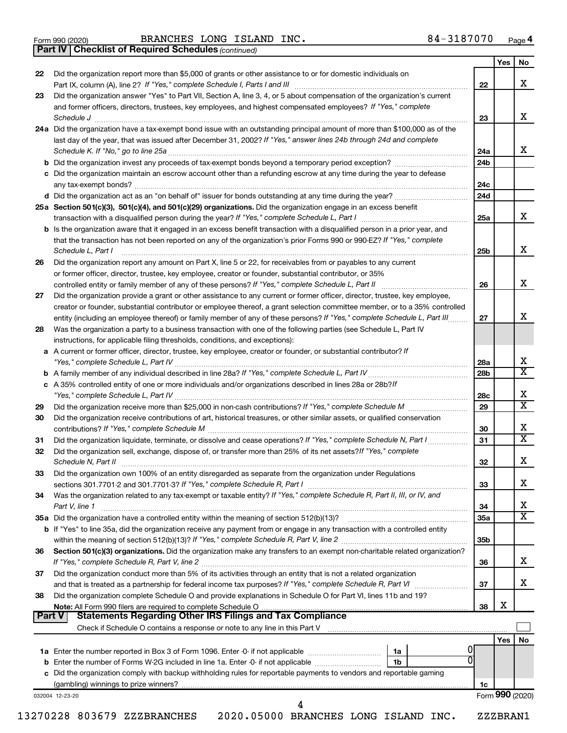Form 990 (2020) BRANCHES LONG ISLAND INC. 84-3187070 Page 4

**Part IV Checklist of Required Schedules** *(continued)*

| | | | Yes | No |
|---|---|---|---|---|
| 22 | Did the organization report more than $5,000 of grants or other assistance to or for domestic individuals on Part IX, column (A), line 2? *If "Yes," complete Schedule I, Parts I and III* | 22 | | X |
| 23 | Did the organization answer "Yes" to Part VII, Section A, line 3, 4, or 5 about compensation of the organization's current and former officers, directors, trustees, key employees, and highest compensated employees? *If "Yes," complete Schedule J* | 23 | | X |
| 24a | Did the organization have a tax-exempt bond issue with an outstanding principal amount of more than $100,000 as of the last day of the year, that was issued after December 31, 2002? *If "Yes," answer lines 24b through 24d and complete Schedule K. If "No," go to line 25a* | 24a | | X |
| b | Did the organization invest any proceeds of tax-exempt bonds beyond a temporary period exception? | 24b | | |
| c | Did the organization maintain an escrow account other than a refunding escrow at any time during the year to defease any tax-exempt bonds? | 24c | | |
| d | Did the organization act as an "on behalf of" issuer for bonds outstanding at any time during the year? | 24d | | |
| 25a | **Section 501(c)(3), 501(c)(4), and 501(c)(29) organizations.** Did the organization engage in an excess benefit transaction with a disqualified person during the year? *If "Yes," complete Schedule L, Part I* | 25a | | X |
| b | Is the organization aware that it engaged in an excess benefit transaction with a disqualified person in a prior year, and that the transaction has not been reported on any of the organization's prior Forms 990 or 990-EZ? *If "Yes," complete Schedule L, Part I* | 25b | | X |
| 26 | Did the organization report any amount on Part X, line 5 or 22, for receivables from or payables to any current or former officer, director, trustee, key employee, creator or founder, substantial contributor, or 35% controlled entity or family member of any of these persons? *If "Yes," complete Schedule L, Part II* | 26 | | X |
| 27 | Did the organization provide a grant or other assistance to any current or former officer, director, trustee, key employee, creator or founder, substantial contributor or employee thereof, a grant selection committee member, or to a 35% controlled entity (including an employee thereof) or family member of any of these persons? *If "Yes," complete Schedule L, Part III* | 27 | | X |
| 28 | Was the organization a party to a business transaction with one of the following parties (see Schedule L, Part IV instructions, for applicable filing thresholds, conditions, and exceptions): | | | |
| a | A current or former officer, director, trustee, key employee, creator or founder, or substantial contributor? *If "Yes," complete Schedule L, Part IV* | 28a | | X |
| b | A family member of any individual described in line 28a? *If "Yes," complete Schedule L, Part IV* | 28b | | X |
| c | A 35% controlled entity of one or more individuals and/or organizations described in lines 28a or 28b? *If "Yes," complete Schedule L, Part IV* | 28c | | X |
| 29 | Did the organization receive more than $25,000 in non-cash contributions? *If "Yes," complete Schedule M* | 29 | | X |
| 30 | Did the organization receive contributions of art, historical treasures, or other similar assets, or qualified conservation contributions? *If "Yes," complete Schedule M* | 30 | | X |
| 31 | Did the organization liquidate, terminate, or dissolve and cease operations? *If "Yes," complete Schedule N, Part I* | 31 | | X |
| 32 | Did the organization sell, exchange, dispose of, or transfer more than 25% of its net assets? *If "Yes," complete Schedule N, Part II* | 32 | | X |
| 33 | Did the organization own 100% of an entity disregarded as separate from the organization under Regulations sections 301.7701-2 and 301.7701-3? *If "Yes," complete Schedule R, Part I* | 33 | | X |
| 34 | Was the organization related to any tax-exempt or taxable entity? *If "Yes," complete Schedule R, Part II, III, or IV, and Part V, line 1* | 34 | | X |
| 35a | Did the organization have a controlled entity within the meaning of section 512(b)(13)? | 35a | | X |
| b | If "Yes" to line 35a, did the organization receive any payment from or engage in any transaction with a controlled entity within the meaning of section 512(b)(13)? *If "Yes," complete Schedule R, Part V, line 2* | 35b | | |
| 36 | **Section 501(c)(3) organizations.** Did the organization make any transfers to an exempt non-charitable related organization? *If "Yes," complete Schedule R, Part V, line 2* | 36 | | X |
| 37 | Did the organization conduct more than 5% of its activities through an entity that is not a related organization and that is treated as a partnership for federal income tax purposes? *If "Yes," complete Schedule R, Part VI* | 37 | | X |
| 38 | Did the organization complete Schedule O and provide explanations in Schedule O for Part VI, lines 11b and 19? **Note:** All Form 990 filers are required to complete Schedule O | 38 | X | |

**Part V Statements Regarding Other IRS Filings and Tax Compliance**

Check if Schedule O contains a response or note to any line in this Part V ☐

| | | | | | Yes | No |
|---|---|---|---|---|---|---|
| 1a | Enter the number reported in Box 3 of Form 1096. Enter -0- if not applicable | 1a | 0 | | | |
| b | Enter the number of Forms W-2G included in line 1a. Enter -0- if not applicable | 1b | 0 | | | |
| c | Did the organization comply with backup withholding rules for reportable payments to vendors and reportable gaming (gambling) winnings to prize winners? | | | 1c | | |

032004 12-23-20 Form **990** (2020)

13270228 803679 ZZZBRANCHES 2020.05000 BRANCHES LONG ISLAND INC. ZZZBRAN1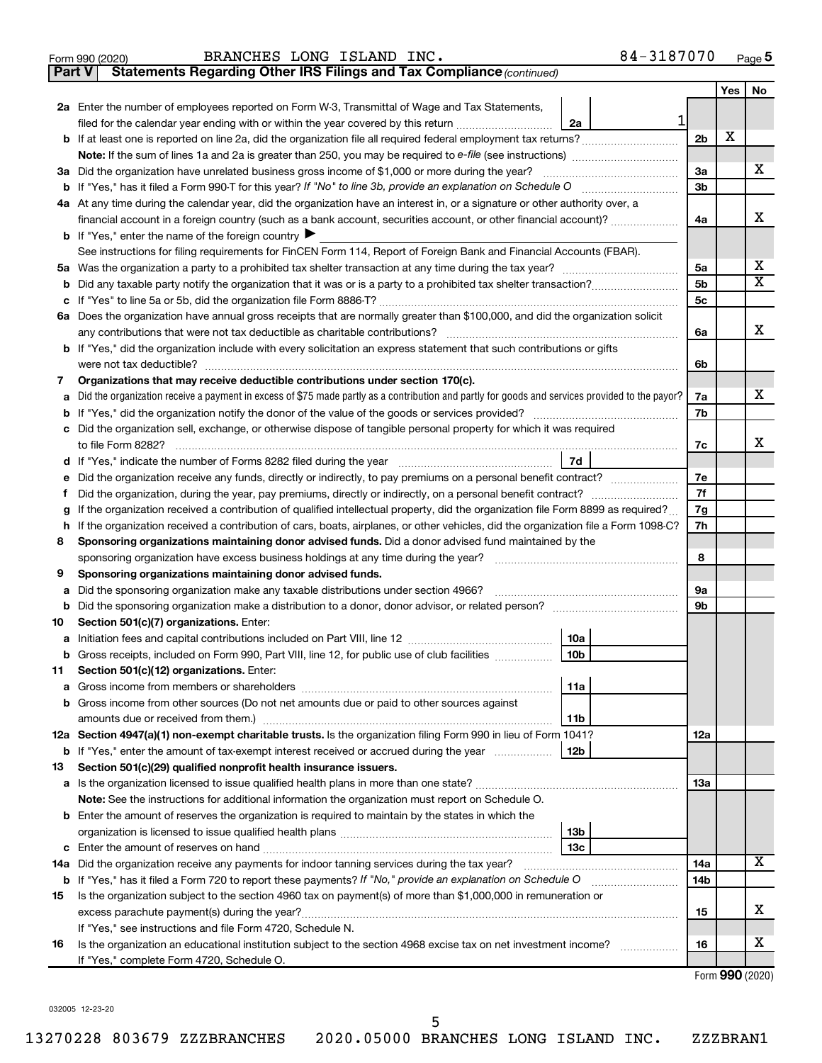Form 990 (2020) BRANCHES LONG ISLAND INC. 84-3187070 Page **5**

**Part V** **Statements Regarding Other IRS Filings and Tax Compliance** *(continued)*

| | | | | Yes | No |
|---|---|---|---|---|---|
| **2a** | Enter the number of employees reported on Form W-3, Transmittal of Wage and Tax Statements, filed for the calendar year ending with or within the year covered by this return | 2a 1 | | | |
| **b** | If at least one is reported on line 2a, did the organization file all required federal employment tax returns? | | 2b | X | |
| | **Note:** If the sum of lines 1a and 2a is greater than 250, you may be required to *e-file* (see instructions) | | | | |
| **3a** | Did the organization have unrelated business gross income of $1,000 or more during the year? | | 3a | | X |
| **b** | If "Yes," has it filed a Form 990-T for this year? *If "No" to line 3b, provide an explanation on Schedule O* | | 3b | | |
| **4a** | At any time during the calendar year, did the organization have an interest in, or a signature or other authority over, a financial account in a foreign country (such as a bank account, securities account, or other financial account)? | | 4a | | X |
| **b** | If "Yes," enter the name of the foreign country ▶ | | | | |
| | See instructions for filing requirements for FinCEN Form 114, Report of Foreign Bank and Financial Accounts (FBAR). | | | | |
| **5a** | Was the organization a party to a prohibited tax shelter transaction at any time during the tax year? | | 5a | | X |
| **b** | Did any taxable party notify the organization that it was or is a party to a prohibited tax shelter transaction? | | 5b | | X |
| **c** | If "Yes" to line 5a or 5b, did the organization file Form 8886-T? | | 5c | | |
| **6a** | Does the organization have annual gross receipts that are normally greater than $100,000, and did the organization solicit any contributions that were not tax deductible as charitable contributions? | | 6a | | X |
| **b** | If "Yes," did the organization include with every solicitation an express statement that such contributions or gifts were not tax deductible? | | 6b | | |
| **7** | **Organizations that may receive deductible contributions under section 170(c).** | | | | |
| **a** | Did the organization receive a payment in excess of $75 made partly as a contribution and partly for goods and services provided to the payor? | | 7a | | X |
| **b** | If "Yes," did the organization notify the donor of the value of the goods or services provided? | | 7b | | |
| **c** | Did the organization sell, exchange, or otherwise dispose of tangible personal property for which it was required to file Form 8282? | | 7c | | X |
| **d** | If "Yes," indicate the number of Forms 8282 filed during the year | 7d | | | |
| **e** | Did the organization receive any funds, directly or indirectly, to pay premiums on a personal benefit contract? | | 7e | | |
| **f** | Did the organization, during the year, pay premiums, directly or indirectly, on a personal benefit contract? | | 7f | | |
| **g** | If the organization received a contribution of qualified intellectual property, did the organization file Form 8899 as required? | | 7g | | |
| **h** | If the organization received a contribution of cars, boats, airplanes, or other vehicles, did the organization file a Form 1098-C? | | 7h | | |
| **8** | **Sponsoring organizations maintaining donor advised funds.** Did a donor advised fund maintained by the sponsoring organization have excess business holdings at any time during the year? | | 8 | | |
| **9** | **Sponsoring organizations maintaining donor advised funds.** | | | | |
| **a** | Did the sponsoring organization make any taxable distributions under section 4966? | | 9a | | |
| **b** | Did the sponsoring organization make a distribution to a donor, donor advisor, or related person? | | 9b | | |
| **10** | **Section 501(c)(7) organizations.** Enter: | | | | |
| **a** | Initiation fees and capital contributions included on Part VIII, line 12 | 10a | | | |
| **b** | Gross receipts, included on Form 990, Part VIII, line 12, for public use of club facilities | 10b | | | |
| **11** | **Section 501(c)(12) organizations.** Enter: | | | | |
| **a** | Gross income from members or shareholders | 11a | | | |
| **b** | Gross income from other sources (Do not net amounts due or paid to other sources against amounts due or received from them.) | 11b | | | |
| **12a** | **Section 4947(a)(1) non-exempt charitable trusts.** Is the organization filing Form 990 in lieu of Form 1041? | | 12a | | |
| **b** | If "Yes," enter the amount of tax-exempt interest received or accrued during the year | 12b | | | |
| **13** | **Section 501(c)(29) qualified nonprofit health insurance issuers.** | | | | |
| **a** | Is the organization licensed to issue qualified health plans in more than one state? | | 13a | | |
| | **Note:** See the instructions for additional information the organization must report on Schedule O. | | | | |
| **b** | Enter the amount of reserves the organization is required to maintain by the states in which the organization is licensed to issue qualified health plans | 13b | | | |
| **c** | Enter the amount of reserves on hand | 13c | | | |
| **14a** | Did the organization receive any payments for indoor tanning services during the tax year? | | 14a | | X |
| **b** | If "Yes," has it filed a Form 720 to report these payments? *If "No," provide an explanation on Schedule O* | | 14b | | |
| **15** | Is the organization subject to the section 4960 tax on payment(s) of more than $1,000,000 in remuneration or excess parachute payment(s) during the year? | | 15 | | X |
| | If "Yes," see instructions and file Form 4720, Schedule N. | | | | |
| **16** | Is the organization an educational institution subject to the section 4968 excise tax on net investment income? | | 16 | | X |
| | If "Yes," complete Form 4720, Schedule O. | | | | |

Form **990** (2020)

032005 12-23-20

13270228 803679 ZZZBRANCHES 2020.05000 BRANCHES LONG ISLAND INC. ZZZBRAN1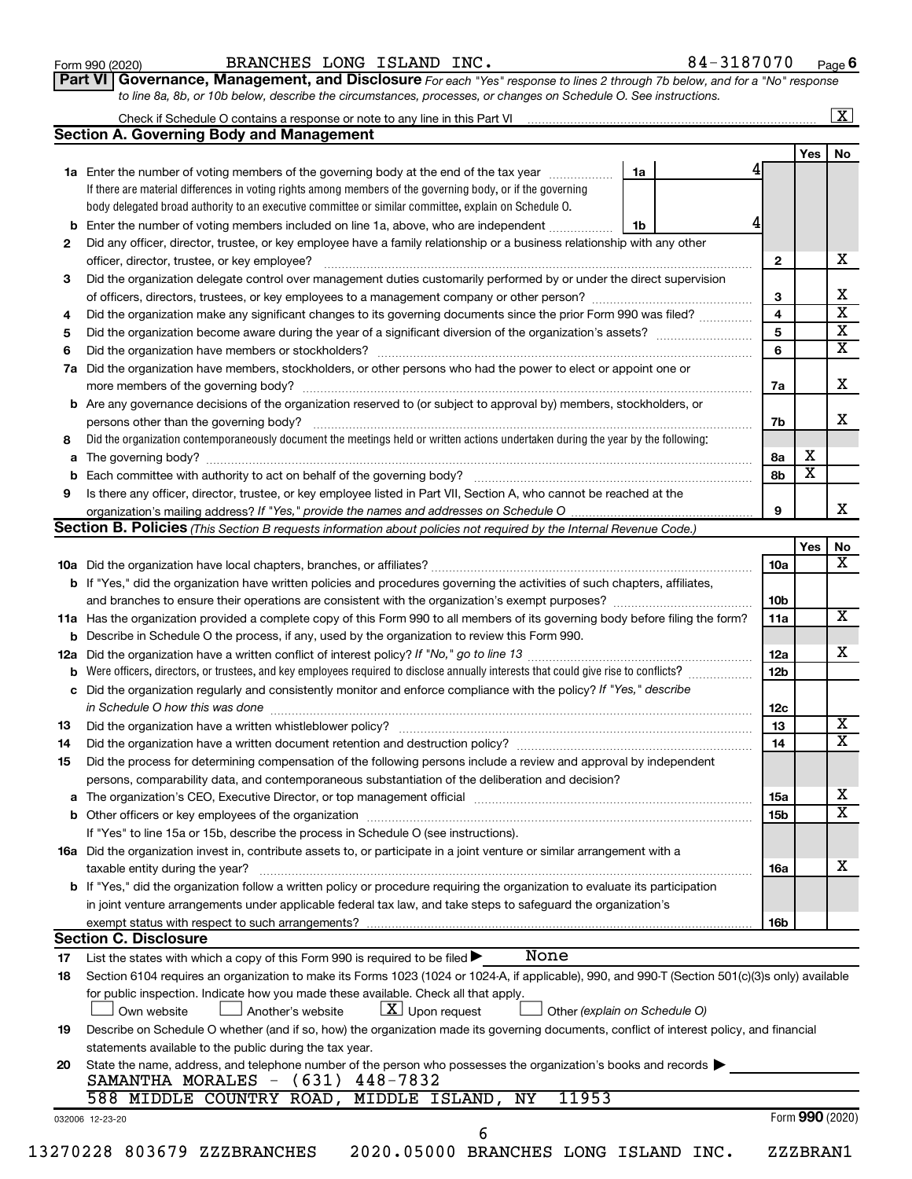Form 990 (2020) BRANCHES LONG ISLAND INC. 84-3187070 Page 6

**Part VI Governance, Management, and Disclosure** *For each "Yes" response to lines 2 through 7b below, and for a "No" response to line 8a, 8b, or 10b below, describe the circumstances, processes, or changes on Schedule O. See instructions.*

Check if Schedule O contains a response or note to any line in this Part VI ..... [X]

## Section A. Governing Body and Management

| | | | | Yes | No |
|---|---|---|---|---|---|
| **1a** | Enter the number of voting members of the governing body at the end of the tax year. If there are material differences in voting rights among members of the governing body, or if the governing body delegated broad authority to an executive committee or similar committee, explain on Schedule O. | 1a: 4 | | | |
| **b** | Enter the number of voting members included on line 1a, above, who are independent | 1b: 4 | | | |
| **2** | Did any officer, director, trustee, or key employee have a family relationship or a business relationship with any other officer, director, trustee, or key employee? | | 2 | | X |
| **3** | Did the organization delegate control over management duties customarily performed by or under the direct supervision of officers, directors, trustees, or key employees to a management company or other person? | | 3 | | X |
| **4** | Did the organization make any significant changes to its governing documents since the prior Form 990 was filed? | | 4 | | X |
| **5** | Did the organization become aware during the year of a significant diversion of the organization's assets? | | 5 | | X |
| **6** | Did the organization have members or stockholders? | | 6 | | X |
| **7a** | Did the organization have members, stockholders, or other persons who had the power to elect or appoint one or more members of the governing body? | | 7a | | X |
| **b** | Are any governance decisions of the organization reserved to (or subject to approval by) members, stockholders, or persons other than the governing body? | | 7b | | X |
| **8** | Did the organization contemporaneously document the meetings held or written actions undertaken during the year by the following: | | | | |
| **a** | The governing body? | | 8a | X | |
| **b** | Each committee with authority to act on behalf of the governing body? | | 8b | X | |
| **9** | Is there any officer, director, trustee, or key employee listed in Part VII, Section A, who cannot be reached at the organization's mailing address? *If "Yes," provide the names and addresses on Schedule O* | | 9 | | X |

## Section B. Policies *(This Section B requests information about policies not required by the Internal Revenue Code.)*

| | | | Yes | No |
|---|---|---|---|---|
| **10a** | Did the organization have local chapters, branches, or affiliates? | 10a | | X |
| **b** | If "Yes," did the organization have written policies and procedures governing the activities of such chapters, affiliates, and branches to ensure their operations are consistent with the organization's exempt purposes? | 10b | | |
| **11a** | Has the organization provided a complete copy of this Form 990 to all members of its governing body before filing the form? | 11a | | X |
| **b** | Describe in Schedule O the process, if any, used by the organization to review this Form 990. | | | |
| **12a** | Did the organization have a written conflict of interest policy? *If "No," go to line 13* | 12a | | X |
| **b** | Were officers, directors, or trustees, and key employees required to disclose annually interests that could give rise to conflicts? | 12b | | |
| **c** | Did the organization regularly and consistently monitor and enforce compliance with the policy? *If "Yes," describe in Schedule O how this was done* | 12c | | |
| **13** | Did the organization have a written whistleblower policy? | 13 | | X |
| **14** | Did the organization have a written document retention and destruction policy? | 14 | | X |
| **15** | Did the process for determining compensation of the following persons include a review and approval by independent persons, comparability data, and contemporaneous substantiation of the deliberation and decision? | | | |
| **a** | The organization's CEO, Executive Director, or top management official | 15a | | X |
| **b** | Other officers or key employees of the organization | 15b | | X |
| | If "Yes" to line 15a or 15b, describe the process in Schedule O (see instructions). | | | |
| **16a** | Did the organization invest in, contribute assets to, or participate in a joint venture or similar arrangement with a taxable entity during the year? | 16a | | X |
| **b** | If "Yes," did the organization follow a written policy or procedure requiring the organization to evaluate its participation in joint venture arrangements under applicable federal tax law, and take steps to safeguard the organization's exempt status with respect to such arrangements? | 16b | | |

## Section C. Disclosure

**17** List the states with which a copy of this Form 990 is required to be filed ▶ None

**18** Section 6104 requires an organization to make its Forms 1023 (1024 or 1024-A, if applicable), 990, and 990-T (Section 501(c)(3)s only) available for public inspection. Indicate how you made these available. Check all that apply.

[ ] Own website [ ] Another's website [X] Upon request [ ] Other *(explain on Schedule O)*

**19** Describe on Schedule O whether (and if so, how) the organization made its governing documents, conflict of interest policy, and financial statements available to the public during the tax year.

**20** State the name, address, and telephone number of the person who possesses the organization's books and records ▶

SAMANTHA MORALES - (631) 448-7832
588 MIDDLE COUNTRY ROAD, MIDDLE ISLAND, NY 11953

032006 12-23-20 Form 990 (2020)

13270228 803679 ZZZBRANCHES 2020.05000 BRANCHES LONG ISLAND INC. ZZZBRAN1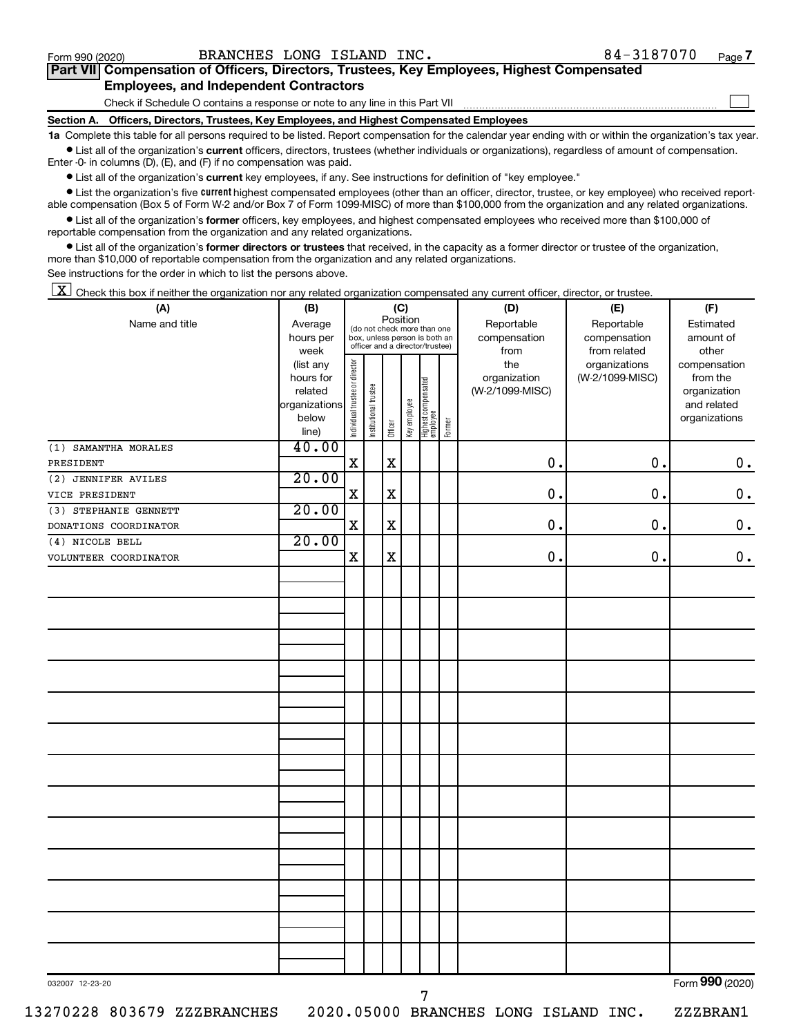Form 990 (2020) BRANCHES LONG ISLAND INC. 84-3187070 Page 7

## Part VII Compensation of Officers, Directors, Trustees, Key Employees, Highest Compensated Employees, and Independent Contractors

Check if Schedule O contains a response or note to any line in this Part VII ☐

### Section A. Officers, Directors, Trustees, Key Employees, and Highest Compensated Employees

**1a** Complete this table for all persons required to be listed. Report compensation for the calendar year ending with or within the organization's tax year.

- List all of the organization's **current** officers, directors, trustees (whether individuals or organizations), regardless of amount of compensation. Enter -0- in columns (D), (E), and (F) if no compensation was paid.
- List all of the organization's **current** key employees, if any. See instructions for definition of "key employee."
- List the organization's five **current** highest compensated employees (other than an officer, director, trustee, or key employee) who received reportable compensation (Box 5 of Form W-2 and/or Box 7 of Form 1099-MISC) of more than $100,000 from the organization and any related organizations.
- List all of the organization's **former** officers, key employees, and highest compensated employees who received more than $100,000 of reportable compensation from the organization and any related organizations.
- List all of the organization's **former directors or trustees** that received, in the capacity as a former director or trustee of the organization, more than $10,000 of reportable compensation from the organization and any related organizations.

See instructions for the order in which to list the persons above.

☒ Check this box if neither the organization nor any related organization compensated any current officer, director, or trustee.

| (A) Name and title | (B) Average hours per week (list any hours for related organizations below line) | (C) Position: Individual trustee or director | Institutional trustee | Officer | Key employee | Highest compensated employee | Former | (D) Reportable compensation from the organization (W-2/1099-MISC) | (E) Reportable compensation from related organizations (W-2/1099-MISC) | (F) Estimated amount of other compensation from the organization and related organizations |
|---|---|---|---|---|---|---|---|---|---|---|
| (1) SAMANTHA MORALES<br>PRESIDENT | 40.00 | X | | X | | | | 0. | 0. | 0. |
| (2) JENNIFER AVILES<br>VICE PRESIDENT | 20.00 | X | | X | | | | 0. | 0. | 0. |
| (3) STEPHANIE GENNETT<br>DONATIONS COORDINATOR | 20.00 | X | | X | | | | 0. | 0. | 0. |
| (4) NICOLE BELL<br>VOLUNTEER COORDINATOR | 20.00 | X | | X | | | | 0. | 0. | 0. |

032007 12-23-20 Form 990 (2020)

13270228 803679 ZZZBRANCHES 2020.05000 BRANCHES LONG ISLAND INC. ZZZBRAN1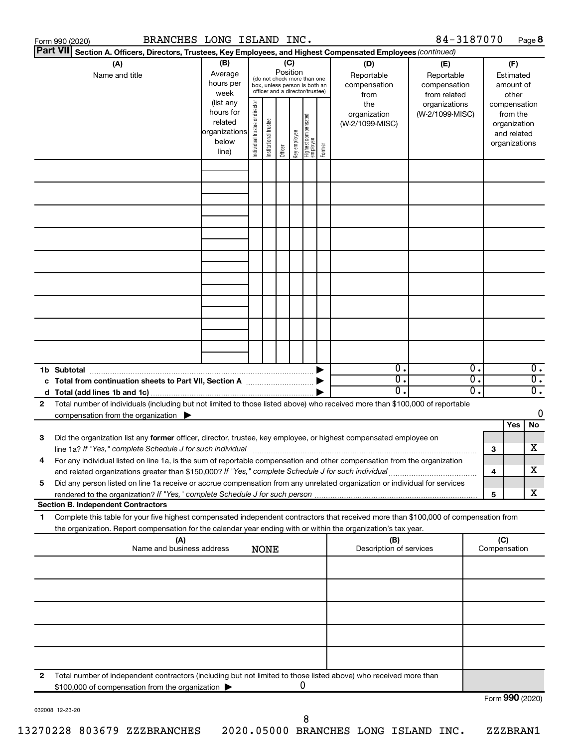Form 990 (2020) BRANCHES LONG ISLAND INC. 84-3187070 Page 8

**Part VII** **Section A. Officers, Directors, Trustees, Key Employees, and Highest Compensated Employees** *(continued)*

| (A) Name and title | (B) Average hours per week (list any hours for related organizations below line) | (C) Position (do not check more than one box, unless person is both an officer and a director/trustee): Individual trustee or director | Institutional trustee | Officer | Key employee | Highest compensated employee | Former | (D) Reportable compensation from the organization (W-2/1099-MISC) | (E) Reportable compensation from related organizations (W-2/1099-MISC) | (F) Estimated amount of other compensation from the organization and related organizations |
|---|---|---|---|---|---|---|---|---|---|---|
| | | | | | | | | | | |
| | | | | | | | | | | |
| | | | | | | | | | | |
| | | | | | | | | | | |
| | | | | | | | | | | |
| | | | | | | | | | | |
| | | | | | | | | | | |
| | | | | | | | | | | |
| | | | | | | | | | | |
| **1b Subtotal** | | | | | | | ▶ | 0. | 0. | 0. |
| **c Total from continuation sheets to Part VII, Section A** | | | | | | | ▶ | 0. | 0. | 0. |
| **d Total (add lines 1b and 1c)** | | | | | | | ▶ | 0. | 0. | 0. |

**2** Total number of individuals (including but not limited to those listed above) who received more than $100,000 of reportable compensation from the organization ▶ 0

| | | | Yes | No |
|---|---|---|---|---|
| **3** | Did the organization list any **former** officer, director, trustee, key employee, or highest compensated employee on line 1a? *If "Yes," complete Schedule J for such individual* | 3 | | X |
| **4** | For any individual listed on line 1a, is the sum of reportable compensation and other compensation from the organization and related organizations greater than $150,000? *If "Yes," complete Schedule J for such individual* | 4 | | X |
| **5** | Did any person listed on line 1a receive or accrue compensation from any unrelated organization or individual for services rendered to the organization? *If "Yes," complete Schedule J for such person* | 5 | | X |

**Section B. Independent Contractors**

**1** Complete this table for your five highest compensated independent contractors that received more than $100,000 of compensation from the organization. Report compensation for the calendar year ending with or within the organization's tax year.

| (A) Name and business address | (B) Description of services | (C) Compensation |
|---|---|---|
| NONE | | |
| | | |
| | | |
| | | |
| | | |

**2** Total number of independent contractors (including but not limited to those listed above) who received more than $100,000 of compensation from the organization ▶ 0

Form **990** (2020)

032008 12-23-20

13270228 803679 ZZZBRANCHES 2020.05000 BRANCHES LONG ISLAND INC. ZZZBRAN1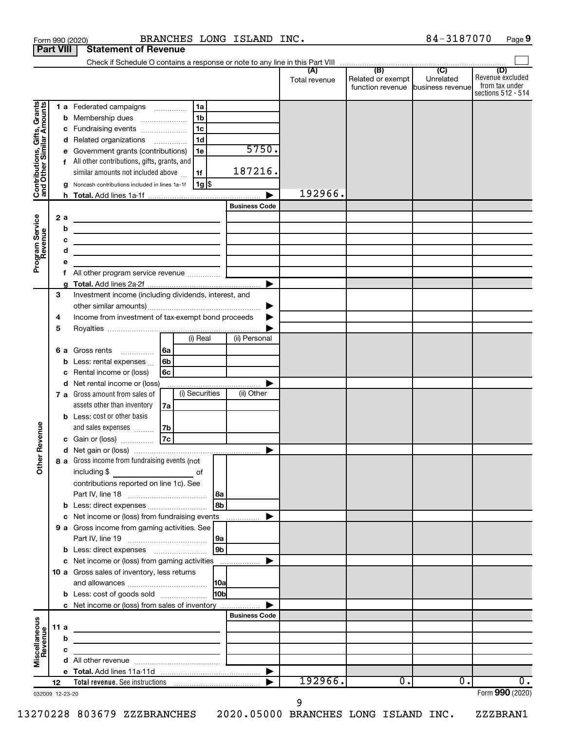Form 990 (2020) BRANCHES LONG ISLAND INC. 84-3187070 Page 9

**Part VIII Statement of Revenue**

Check if Schedule O contains a response or note to any line in this Part VIII

| | | | (A) Total revenue | (B) Related or exempt function revenue | (C) Unrelated business revenue | (D) Revenue excluded from tax under sections 512 - 514 |
|---|---|---|---|---|---|---|
| **Contributions, Gifts, Grants and Other Similar Amounts** | 1a Federated campaigns | 1a | | | | |
| | b Membership dues | 1b | | | | |
| | c Fundraising events | 1c | | | | |
| | d Related organizations | 1d | | | | |
| | e Government grants (contributions) | 1e 5750. | | | | |
| | f All other contributions, gifts, grants, and similar amounts not included above | 1f 187216. | | | | |
| | g Noncash contributions included in lines 1a-1f | 1g $ | | | | |
| | h **Total.** Add lines 1a-1f | | 192966. | | | |
| **Program Service Revenue** | | Business Code | | | | |
| | 2a | | | | | |
| | b | | | | | |
| | c | | | | | |
| | d | | | | | |
| | e | | | | | |
| | f All other program service revenue | | | | | |
| | g **Total.** Add lines 2a-2f | | | | | |
| **Other Revenue** | 3 Investment income (including dividends, interest, and other similar amounts) | | | | | |
| | 4 Income from investment of tax-exempt bond proceeds | | | | | |
| | 5 Royalties | | | | | |
| | | (i) Real / (ii) Personal | | | | |
| | 6a Gross rents | 6a | | | | |
| | b Less: rental expenses | 6b | | | | |
| | c Rental income or (loss) | 6c | | | | |
| | d Net rental income or (loss) | | | | | |
| | | (i) Securities / (ii) Other | | | | |
| | 7a Gross amount from sales of assets other than inventory | 7a | | | | |
| | b Less: cost or other basis and sales expenses | 7b | | | | |
| | c Gain or (loss) | 7c | | | | |
| | d Net gain or (loss) | | | | | |
| | 8a Gross income from fundraising events (not including $ ____ of contributions reported on line 1c). See Part IV, line 18 | 8a | | | | |
| | b Less: direct expenses | 8b | | | | |
| | c Net income or (loss) from fundraising events | | | | | |
| | 9a Gross income from gaming activities. See Part IV, line 19 | 9a | | | | |
| | b Less: direct expenses | 9b | | | | |
| | c Net income or (loss) from gaming activities | | | | | |
| | 10a Gross sales of inventory, less returns and allowances | 10a | | | | |
| | b Less: cost of goods sold | 10b | | | | |
| | c Net income or (loss) from sales of inventory | | | | | |
| **Miscellaneous Revenue** | | Business Code | | | | |
| | 11a | | | | | |
| | b | | | | | |
| | c | | | | | |
| | d All other revenue | | | | | |
| | e **Total.** Add lines 11a-11d | | | | | |
| | 12 **Total revenue.** See instructions | | 192966. | 0. | 0. | 0. |

032009 12-23-20 Form **990** (2020)

13270228 803679 ZZZBRANCHES 2020.05000 BRANCHES LONG ISLAND INC. ZZZBRAN1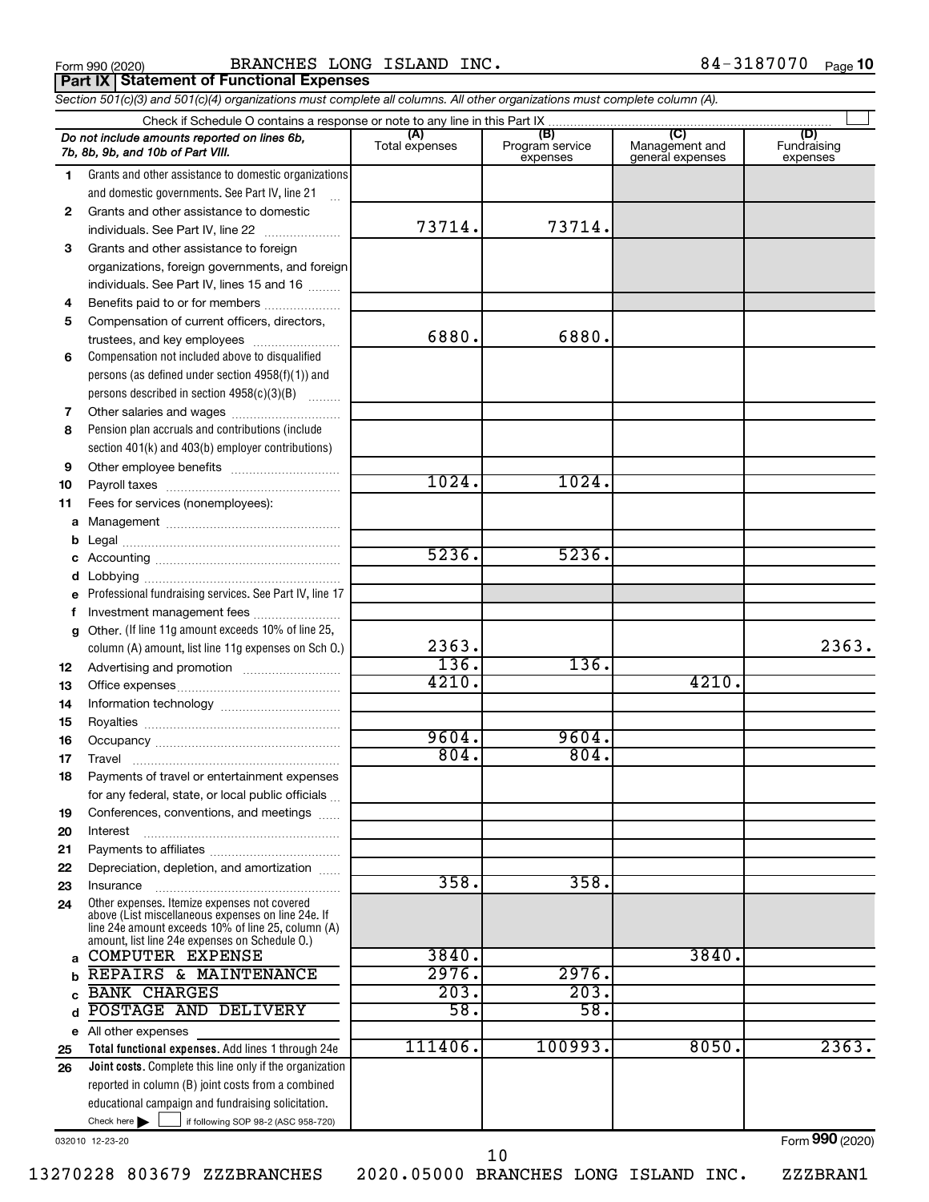Form 990 (2020) BRANCHES LONG ISLAND INC. 84-3187070 Page 10

**Part IX | Statement of Functional Expenses**

*Section 501(c)(3) and 501(c)(4) organizations must complete all columns. All other organizations must complete column (A).*

Check if Schedule O contains a response or note to any line in this Part IX ☐

| *Do not include amounts reported on lines 6b, 7b, 8b, 9b, and 10b of Part VIII.* | (A) Total expenses | (B) Program service expenses | (C) Management and general expenses | (D) Fundraising expenses |
|---|---|---|---|---|
| 1 Grants and other assistance to domestic organizations and domestic governments. See Part IV, line 21 | | | | |
| 2 Grants and other assistance to domestic individuals. See Part IV, line 22 | 73714. | 73714. | | |
| 3 Grants and other assistance to foreign organizations, foreign governments, and foreign individuals. See Part IV, lines 15 and 16 | | | | |
| 4 Benefits paid to or for members | | | | |
| 5 Compensation of current officers, directors, trustees, and key employees | 6880. | 6880. | | |
| 6 Compensation not included above to disqualified persons (as defined under section 4958(f)(1)) and persons described in section 4958(c)(3)(B) | | | | |
| 7 Other salaries and wages | | | | |
| 8 Pension plan accruals and contributions (include section 401(k) and 403(b) employer contributions) | | | | |
| 9 Other employee benefits | | | | |
| 10 Payroll taxes | 1024. | 1024. | | |
| 11 Fees for services (nonemployees): | | | | |
| a Management | | | | |
| b Legal | | | | |
| c Accounting | 5236. | 5236. | | |
| d Lobbying | | | | |
| e Professional fundraising services. See Part IV, line 17 | | | | |
| f Investment management fees | | | | |
| g Other. (If line 11g amount exceeds 10% of line 25, column (A) amount, list line 11g expenses on Sch O.) | 2363. | | | 2363. |
| 12 Advertising and promotion | 136. | 136. | | |
| 13 Office expenses | 4210. | | 4210. | |
| 14 Information technology | | | | |
| 15 Royalties | | | | |
| 16 Occupancy | 9604. | 9604. | | |
| 17 Travel | 804. | 804. | | |
| 18 Payments of travel or entertainment expenses for any federal, state, or local public officials | | | | |
| 19 Conferences, conventions, and meetings | | | | |
| 20 Interest | | | | |
| 21 Payments to affiliates | | | | |
| 22 Depreciation, depletion, and amortization | | | | |
| 23 Insurance | 358. | 358. | | |
| 24 Other expenses. Itemize expenses not covered above (List miscellaneous expenses on line 24e. If line 24e amount exceeds 10% of line 25, column (A) amount, list line 24e expenses on Schedule O.) | | | | |
| a COMPUTER EXPENSE | 3840. | | 3840. | |
| b REPAIRS & MAINTENANCE | 2976. | 2976. | | |
| c BANK CHARGES | 203. | 203. | | |
| d POSTAGE AND DELIVERY | 58. | 58. | | |
| e All other expenses | | | | |
| 25 **Total functional expenses.** Add lines 1 through 24e | 111406. | 100993. | 8050. | 2363. |
| 26 **Joint costs.** Complete this line only if the organization reported in column (B) joint costs from a combined educational campaign and fundraising solicitation. Check here ☐ if following SOP 98-2 (ASC 958-720) | | | | |

032010 12-23-20

Form **990** (2020)

13270228 803679 ZZZBRANCHES 2020.05000 BRANCHES LONG ISLAND INC. ZZZBRAN1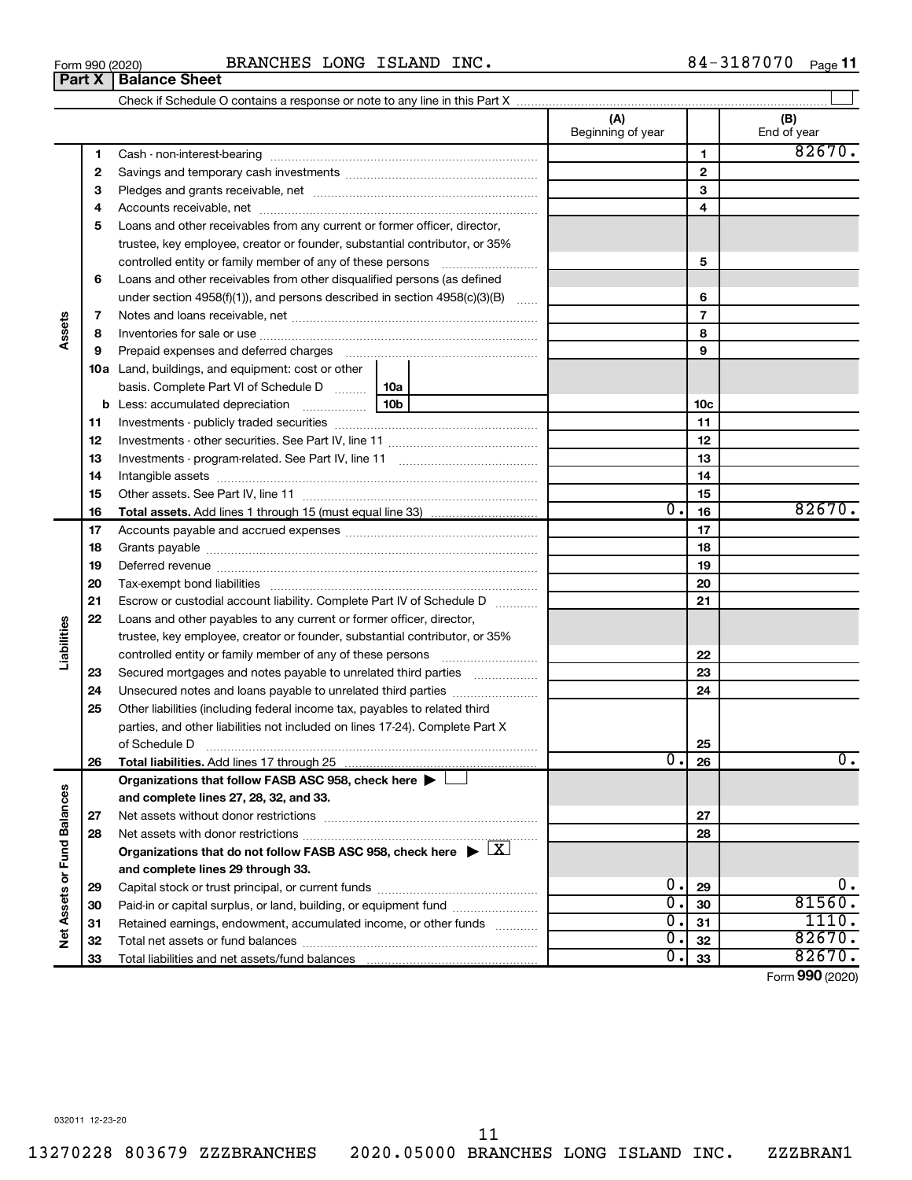Form 990 (2020) BRANCHES LONG ISLAND INC. 84-3187070

## Part X | Balance Sheet

Check if Schedule O contains a response or note to any line in this Part X

| | | | | (A) Beginning of year | | (B) End of year |
|---|---|---|---|---|---|---|
| Assets | 1 | Cash - non-interest-bearing | | | 1 | 82670. |
| | 2 | Savings and temporary cash investments | | | 2 | |
| | 3 | Pledges and grants receivable, net | | | 3 | |
| | 4 | Accounts receivable, net | | | 4 | |
| | 5 | Loans and other receivables from any current or former officer, director, trustee, key employee, creator or founder, substantial contributor, or 35% controlled entity or family member of any of these persons | | | 5 | |
| | 6 | Loans and other receivables from other disqualified persons (as defined under section 4958(f)(1)), and persons described in section 4958(c)(3)(B) | | | 6 | |
| | 7 | Notes and loans receivable, net | | | 7 | |
| | 8 | Inventories for sale or use | | | 8 | |
| | 9 | Prepaid expenses and deferred charges | | | 9 | |
| | 10a | Land, buildings, and equipment: cost or other basis. Complete Part VI of Schedule D | 10a | | | |
| | b | Less: accumulated depreciation | 10b | | 10c | |
| | 11 | Investments - publicly traded securities | | | 11 | |
| | 12 | Investments - other securities. See Part IV, line 11 | | | 12 | |
| | 13 | Investments - program-related. See Part IV, line 11 | | | 13 | |
| | 14 | Intangible assets | | | 14 | |
| | 15 | Other assets. See Part IV, line 11 | | | 15 | |
| | 16 | **Total assets.** Add lines 1 through 15 (must equal line 33) | | 0. | 16 | 82670. |
| Liabilities | 17 | Accounts payable and accrued expenses | | | 17 | |
| | 18 | Grants payable | | | 18 | |
| | 19 | Deferred revenue | | | 19 | |
| | 20 | Tax-exempt bond liabilities | | | 20 | |
| | 21 | Escrow or custodial account liability. Complete Part IV of Schedule D | | | 21 | |
| | 22 | Loans and other payables to any current or former officer, director, trustee, key employee, creator or founder, substantial contributor, or 35% controlled entity or family member of any of these persons | | | 22 | |
| | 23 | Secured mortgages and notes payable to unrelated third parties | | | 23 | |
| | 24 | Unsecured notes and loans payable to unrelated third parties | | | 24 | |
| | 25 | Other liabilities (including federal income tax, payables to related third parties, and other liabilities not included on lines 17-24). Complete Part X of Schedule D | | | 25 | |
| | 26 | **Total liabilities.** Add lines 17 through 25 | | 0. | 26 | 0. |
| Net Assets or Fund Balances | | **Organizations that follow FASB ASC 958, check here ▶ ☐ and complete lines 27, 28, 32, and 33.** | | | | |
| | 27 | Net assets without donor restrictions | | | 27 | |
| | 28 | Net assets with donor restrictions | | | 28 | |
| | | **Organizations that do not follow FASB ASC 958, check here ▶ ☒ and complete lines 29 through 33.** | | | | |
| | 29 | Capital stock or trust principal, or current funds | | 0. | 29 | 0. |
| | 30 | Paid-in or capital surplus, or land, building, or equipment fund | | 0. | 30 | 81560. |
| | 31 | Retained earnings, endowment, accumulated income, or other funds | | 0. | 31 | 1110. |
| | 32 | Total net assets or fund balances | | 0. | 32 | 82670. |
| | 33 | Total liabilities and net assets/fund balances | | 0. | 33 | 82670. |

Form **990** (2020)

032011 12-23-20

13270228 803679 ZZZBRANCHES 2020.05000 BRANCHES LONG ISLAND INC. ZZZBRAN1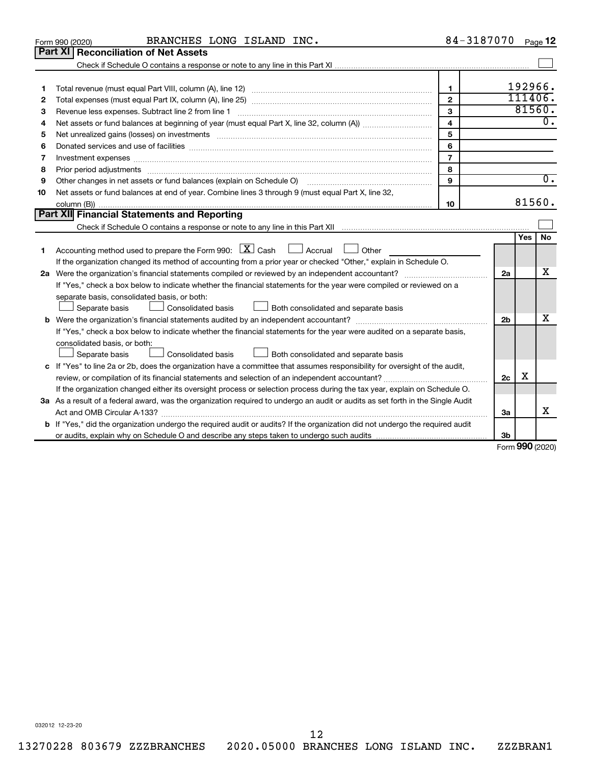Form 990 (2020) BRANCHES LONG ISLAND INC. 84-3187070 Page 12

## Part XI Reconciliation of Net Assets

Check if Schedule O contains a response or note to any line in this Part XI ☐

| | | | |
|---|---|---|---|
| 1 | Total revenue (must equal Part VIII, column (A), line 12) | 1 | 192966. |
| 2 | Total expenses (must equal Part IX, column (A), line 25) | 2 | 111406. |
| 3 | Revenue less expenses. Subtract line 2 from line 1 | 3 | 81560. |
| 4 | Net assets or fund balances at beginning of year (must equal Part X, line 32, column (A)) | 4 | 0. |
| 5 | Net unrealized gains (losses) on investments | 5 | |
| 6 | Donated services and use of facilities | 6 | |
| 7 | Investment expenses | 7 | |
| 8 | Prior period adjustments | 8 | |
| 9 | Other changes in net assets or fund balances (explain on Schedule O) | 9 | 0. |
| 10 | Net assets or fund balances at end of year. Combine lines 3 through 9 (must equal Part X, line 32, column (B)) | 10 | 81560. |

## Part XII Financial Statements and Reporting

Check if Schedule O contains a response or note to any line in this Part XII ☐

| | | | Yes | No |
|---|---|---|---|---|
| 1 | Accounting method used to prepare the Form 990: ☒ Cash ☐ Accrual ☐ Other<br>If the organization changed its method of accounting from a prior year or checked "Other," explain in Schedule O. | | | |
| 2a | Were the organization's financial statements compiled or reviewed by an independent accountant?<br>If "Yes," check a box below to indicate whether the financial statements for the year were compiled or reviewed on a separate basis, consolidated basis, or both:<br>☐ Separate basis ☐ Consolidated basis ☐ Both consolidated and separate basis | 2a | | X |
| b | Were the organization's financial statements audited by an independent accountant?<br>If "Yes," check a box below to indicate whether the financial statements for the year were audited on a separate basis, consolidated basis, or both:<br>☐ Separate basis ☐ Consolidated basis ☐ Both consolidated and separate basis | 2b | | X |
| c | If "Yes" to line 2a or 2b, does the organization have a committee that assumes responsibility for oversight of the audit, review, or compilation of its financial statements and selection of an independent accountant?<br>If the organization changed either its oversight process or selection process during the tax year, explain on Schedule O. | 2c | X | |
| 3a | As a result of a federal award, was the organization required to undergo an audit or audits as set forth in the Single Audit Act and OMB Circular A-133? | 3a | | X |
| b | If "Yes," did the organization undergo the required audit or audits? If the organization did not undergo the required audit or audits, explain why on Schedule O and describe any steps taken to undergo such audits | 3b | | |

Form 990 (2020)

032012 12-23-20

13270228 803679 ZZZBRANCHES 2020.05000 BRANCHES LONG ISLAND INC. ZZZBRAN1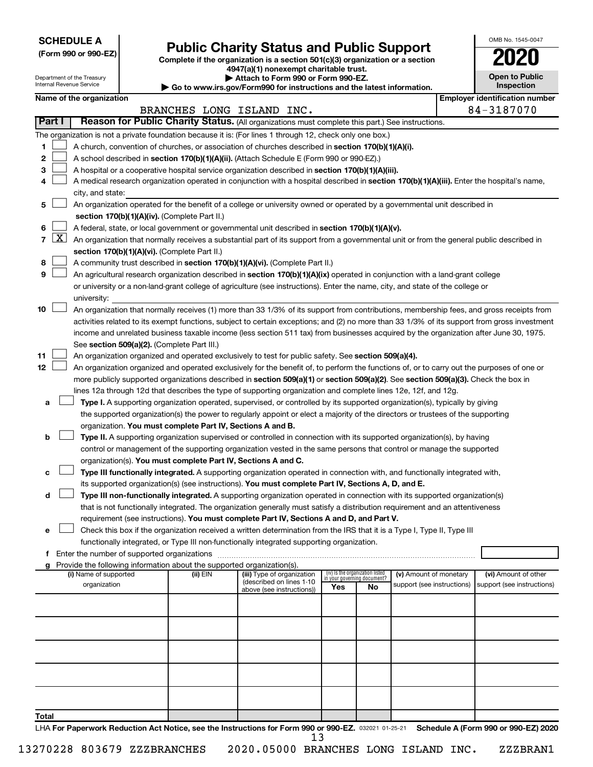**SCHEDULE A**
**(Form 990 or 990-EZ)**

Department of the Treasury
Internal Revenue Service

# Public Charity Status and Public Support

**Complete if the organization is a section 501(c)(3) organization or a section 4947(a)(1) nonexempt charitable trust.**
**▶ Attach to Form 990 or Form 990-EZ.**
**▶ Go to www.irs.gov/Form990 for instructions and the latest information.**

OMB No. 1545-0047

**2020**

**Open to Public Inspection**

| Name of the organization | Employer identification number |
|---|---|
| BRANCHES LONG ISLAND INC. | 84-3187070 |

## Part I — Reason for Public Charity Status. (All organizations must complete this part.) See instructions.

The organization is not a private foundation because it is: (For lines 1 through 12, check only one box.)

1. [ ] A church, convention of churches, or association of churches described in **section 170(b)(1)(A)(i).**
2. [ ] A school described in **section 170(b)(1)(A)(ii).** (Attach Schedule E (Form 990 or 990-EZ).)
3. [ ] A hospital or a cooperative hospital service organization described in **section 170(b)(1)(A)(iii).**
4. [ ] A medical research organization operated in conjunction with a hospital described in **section 170(b)(1)(A)(iii).** Enter the hospital's name, city, and state:
5. [ ] An organization operated for the benefit of a college or university owned or operated by a governmental unit described in **section 170(b)(1)(A)(iv).** (Complete Part II.)
6. [ ] A federal, state, or local government or governmental unit described in **section 170(b)(1)(A)(v).**
7. [X] An organization that normally receives a substantial part of its support from a governmental unit or from the general public described in **section 170(b)(1)(A)(vi).** (Complete Part II.)
8. [ ] A community trust described in **section 170(b)(1)(A)(vi).** (Complete Part II.)
9. [ ] An agricultural research organization described in **section 170(b)(1)(A)(ix)** operated in conjunction with a land-grant college or university or a non-land-grant college of agriculture (see instructions). Enter the name, city, and state of the college or university:
10. [ ] An organization that normally receives (1) more than 33 1/3% of its support from contributions, membership fees, and gross receipts from activities related to its exempt functions, subject to certain exceptions; and (2) no more than 33 1/3% of its support from gross investment income and unrelated business taxable income (less section 511 tax) from businesses acquired by the organization after June 30, 1975. See **section 509(a)(2).** (Complete Part III.)
11. [ ] An organization organized and operated exclusively to test for public safety. See **section 509(a)(4).**
12. [ ] An organization organized and operated exclusively for the benefit of, to perform the functions of, or to carry out the purposes of one or more publicly supported organizations described in **section 509(a)(1)** or **section 509(a)(2)**. See **section 509(a)(3).** Check the box in lines 12a through 12d that describes the type of supporting organization and complete lines 12e, 12f, and 12g.
   - **a** [ ] **Type I.** A supporting organization operated, supervised, or controlled by its supported organization(s), typically by giving the supported organization(s) the power to regularly appoint or elect a majority of the directors or trustees of the supporting organization. **You must complete Part IV, Sections A and B.**
   - **b** [ ] **Type II.** A supporting organization supervised or controlled in connection with its supported organization(s), by having control or management of the supporting organization vested in the same persons that control or manage the supported organization(s). **You must complete Part IV, Sections A and C.**
   - **c** [ ] **Type III functionally integrated.** A supporting organization operated in connection with, and functionally integrated with, its supported organization(s) (see instructions). **You must complete Part IV, Sections A, D, and E.**
   - **d** [ ] **Type III non-functionally integrated.** A supporting organization operated in connection with its supported organization(s) that is not functionally integrated. The organization generally must satisfy a distribution requirement and an attentiveness requirement (see instructions). **You must complete Part IV, Sections A and D, and Part V.**
   - **e** [ ] Check this box if the organization received a written determination from the IRS that it is a Type I, Type II, Type III functionally integrated, or Type III non-functionally integrated supporting organization.
   - **f** Enter the number of supported organizations
   - **g** Provide the following information about the supported organization(s).

| (i) Name of supported organization | (ii) EIN | (iii) Type of organization (described on lines 1-10 above (see instructions)) | (iv) Is the organization listed in your governing document? Yes | No | (v) Amount of monetary support (see instructions) | (vi) Amount of other support (see instructions) |
|---|---|---|---|---|---|---|
| | | | | | | |
| | | | | | | |
| | | | | | | |
| | | | | | | |
| | | | | | | |
| **Total** | | | | | | |

LHA **For Paperwork Reduction Act Notice, see the Instructions for Form 990 or 990-EZ.** 032021 01-25-21 **Schedule A (Form 990 or 990-EZ) 2020**

13270228 803679 ZZZBRANCHES 2020.05000 BRANCHES LONG ISLAND INC. ZZZBRAN1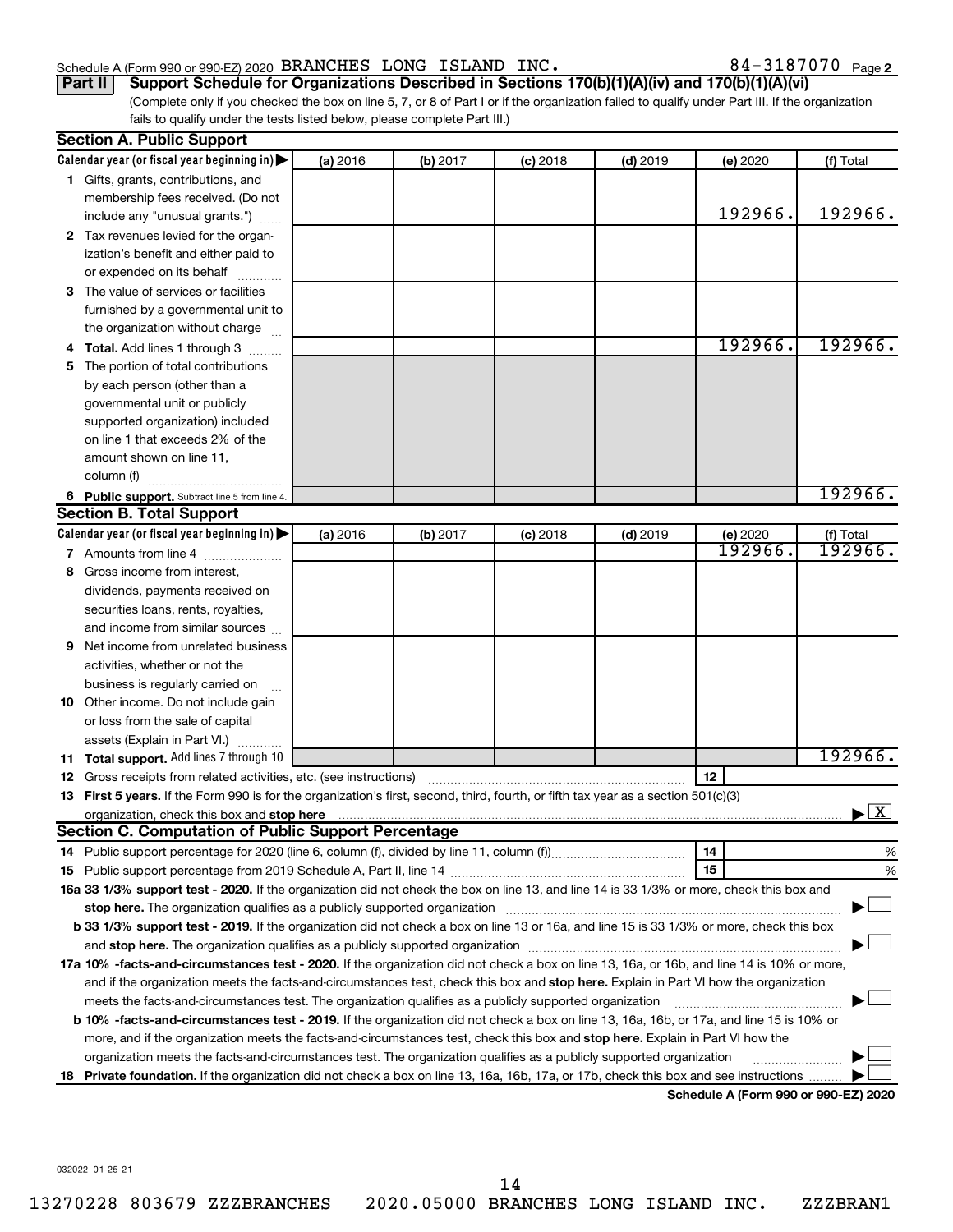Schedule A (Form 990 or 990-EZ) 2020 BRANCHES LONG ISLAND INC. 84-3187070 Page 2

**Part II** **Support Schedule for Organizations Described in Sections 170(b)(1)(A)(iv) and 170(b)(1)(A)(vi)**

(Complete only if you checked the box on line 5, 7, or 8 of Part I or if the organization failed to qualify under Part III. If the organization fails to qualify under the tests listed below, please complete Part III.)

## Section A. Public Support

| Calendar year (or fiscal year beginning in) | (a) 2016 | (b) 2017 | (c) 2018 | (d) 2019 | (e) 2020 | (f) Total |
|---|---|---|---|---|---|---|
| **1** Gifts, grants, contributions, and membership fees received. (Do not include any "unusual grants.") | | | | | 192966. | 192966. |
| **2** Tax revenues levied for the organization's benefit and either paid to or expended on its behalf | | | | | | |
| **3** The value of services or facilities furnished by a governmental unit to the organization without charge | | | | | | |
| **4 Total.** Add lines 1 through 3 | | | | | 192966. | 192966. |
| **5** The portion of total contributions by each person (other than a governmental unit or publicly supported organization) included on line 1 that exceeds 2% of the amount shown on line 11, column (f) | | | | | | |
| **6 Public support.** Subtract line 5 from line 4. | | | | | | 192966. |

## Section B. Total Support

| Calendar year (or fiscal year beginning in) | (a) 2016 | (b) 2017 | (c) 2018 | (d) 2019 | (e) 2020 | (f) Total |
|---|---|---|---|---|---|---|
| **7** Amounts from line 4 | | | | | 192966. | 192966. |
| **8** Gross income from interest, dividends, payments received on securities loans, rents, royalties, and income from similar sources | | | | | | |
| **9** Net income from unrelated business activities, whether or not the business is regularly carried on | | | | | | |
| **10** Other income. Do not include gain or loss from the sale of capital assets (Explain in Part VI.) | | | | | | |
| **11 Total support.** Add lines 7 through 10 | | | | | | 192966. |

**12** Gross receipts from related activities, etc. (see instructions) | **12** |

**13 First 5 years.** If the Form 990 is for the organization's first, second, third, fourth, or fifth tax year as a 501(c)(3) organization, check this box and **stop here** ▶ [X]

## Section C. Computation of Public Support Percentage

**14** Public support percentage for 2020 (line 6, column (f), divided by line 11, column (f)) | **14** | %

**15** Public support percentage from 2019 Schedule A, Part II, line 14 | **15** | %

**16a 33 1/3% support test - 2020.** If the organization did not check the box on line 13, and line 14 is 33 1/3% or more, check this box and **stop here.** The organization qualifies as a publicly supported organization ▶ [ ]

**b 33 1/3% support test - 2019.** If the organization did not check a box on line 13 or 16a, and line 15 is 33 1/3% or more, check this box and **stop here.** The organization qualifies as a publicly supported organization ▶ [ ]

**17a 10% -facts-and-circumstances test - 2020.** If the organization did not check a box on line 13, 16a, or 16b, and line 14 is 10% or more, and if the organization meets the facts-and-circumstances test, check this box and **stop here.** Explain in Part VI how the organization meets the facts-and-circumstances test. The organization qualifies as a publicly supported organization ▶ [ ]

**b 10% -facts-and-circumstances test - 2019.** If the organization did not check a box on line 13, 16a, 16b, or 17a, and line 15 is 10% or more, and if the organization meets the facts-and-circumstances test, check this box and **stop here.** Explain in Part VI how the organization meets the facts-and-circumstances test. The organization qualifies as a publicly supported organization ▶ [ ]

**18 Private foundation.** If the organization did not check a box on line 13, 16a, 16b, 17a, or 17b, check this box and see instructions ▶ [ ]

**Schedule A (Form 990 or 990-EZ) 2020**

032022 01-25-21

13270228 803679 ZZZBRANCHES 2020.05000 BRANCHES LONG ISLAND INC. ZZZBRAN1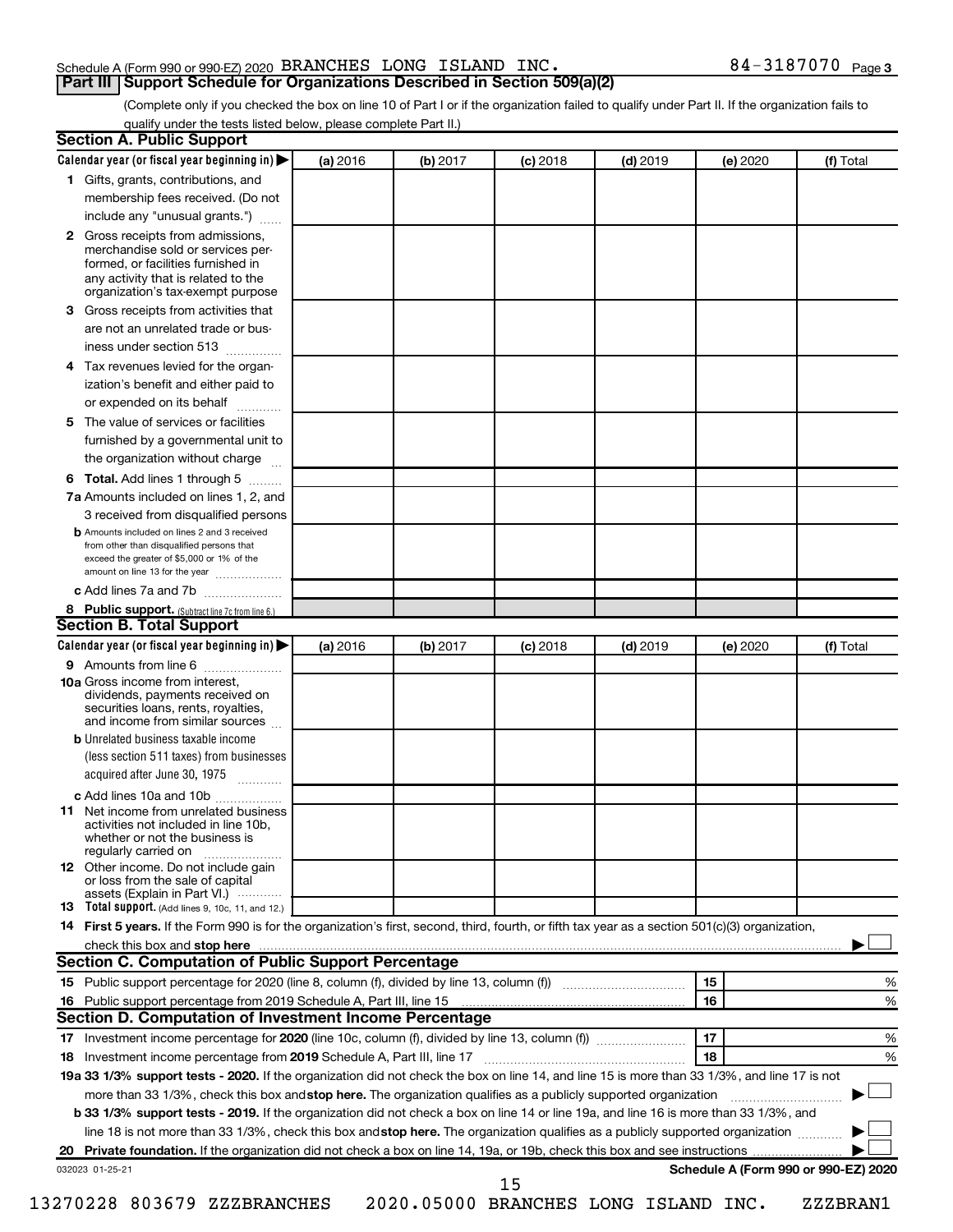Schedule A (Form 990 or 990-EZ) 2020 BRANCHES LONG ISLAND INC. 84-3187070 Page 3

## Part III Support Schedule for Organizations Described in Section 509(a)(2)

(Complete only if you checked the box on line 10 of Part I or if the organization failed to qualify under Part II. If the organization fails to qualify under the tests listed below, please complete Part II.)

### Section A. Public Support

| Calendar year (or fiscal year beginning in) | (a) 2016 | (b) 2017 | (c) 2018 | (d) 2019 | (e) 2020 | (f) Total |
|---|---|---|---|---|---|---|
| 1 Gifts, grants, contributions, and membership fees received. (Do not include any "unusual grants.") | | | | | | |
| 2 Gross receipts from admissions, merchandise sold or services performed, or facilities furnished in any activity that is related to the organization's tax-exempt purpose | | | | | | |
| 3 Gross receipts from activities that are not an unrelated trade or business under section 513 | | | | | | |
| 4 Tax revenues levied for the organization's benefit and either paid to or expended on its behalf | | | | | | |
| 5 The value of services or facilities furnished by a governmental unit to the organization without charge | | | | | | |
| 6 **Total.** Add lines 1 through 5 | | | | | | |
| 7a Amounts included on lines 1, 2, and 3 received from disqualified persons | | | | | | |
| b Amounts included on lines 2 and 3 received from other than disqualified persons that exceed the greater of $5,000 or 1% of the amount on line 13 for the year | | | | | | |
| c Add lines 7a and 7b | | | | | | |
| 8 **Public support.** (Subtract line 7c from line 6.) | | | | | | |

### Section B. Total Support

| Calendar year (or fiscal year beginning in) | (a) 2016 | (b) 2017 | (c) 2018 | (d) 2019 | (e) 2020 | (f) Total |
|---|---|---|---|---|---|---|
| 9 Amounts from line 6 | | | | | | |
| 10a Gross income from interest, dividends, payments received on securities loans, rents, royalties, and income from similar sources | | | | | | |
| b Unrelated business taxable income (less section 511 taxes) from businesses acquired after June 30, 1975 | | | | | | |
| c Add lines 10a and 10b | | | | | | |
| 11 Net income from unrelated business activities not included in line 10b, whether or not the business is regularly carried on | | | | | | |
| 12 Other income. Do not include gain or loss from the sale of capital assets (Explain in Part VI.) | | | | | | |
| 13 **Total support.** (Add lines 9, 10c, 11, and 12.) | | | | | | |

14 **First 5 years.** If the Form 990 is for the organization's first, second, third, fourth, or fifth tax year as a section 501(c)(3) organization, check this box and **stop here** ☐

### Section C. Computation of Public Support Percentage

| | | |
|---|---|---|
| 15 Public support percentage for 2020 (line 8, column (f), divided by line 13, column (f)) | 15 | % |
| 16 Public support percentage from 2019 Schedule A, Part III, line 15 | 16 | % |

### Section D. Computation of Investment Income Percentage

| | | |
|---|---|---|
| 17 Investment income percentage for **2020** (line 10c, column (f), divided by line 13, column (f)) | 17 | % |
| 18 Investment income percentage from **2019** Schedule A, Part III, line 17 | 18 | % |

**19a 33 1/3% support tests - 2020.** If the organization did not check the box on line 14, and line 15 is more than 33 1/3%, and line 17 is not more than 33 1/3%, check this box and **stop here.** The organization qualifies as a publicly supported organization ☐

**b 33 1/3% support tests - 2019.** If the organization did not check a box on line 14 or line 19a, and line 16 is more than 33 1/3%, and line 18 is not more than 33 1/3%, check this box and **stop here.** The organization qualifies as a publicly supported organization ☐

**20 Private foundation.** If the organization did not check a box on line 14, 19a, or 19b, check this box and see instructions ☐

032023 01-25-21 **Schedule A (Form 990 or 990-EZ) 2020**

13270228 803679 ZZZBRANCHES 2020.05000 BRANCHES LONG ISLAND INC. ZZZBRAN1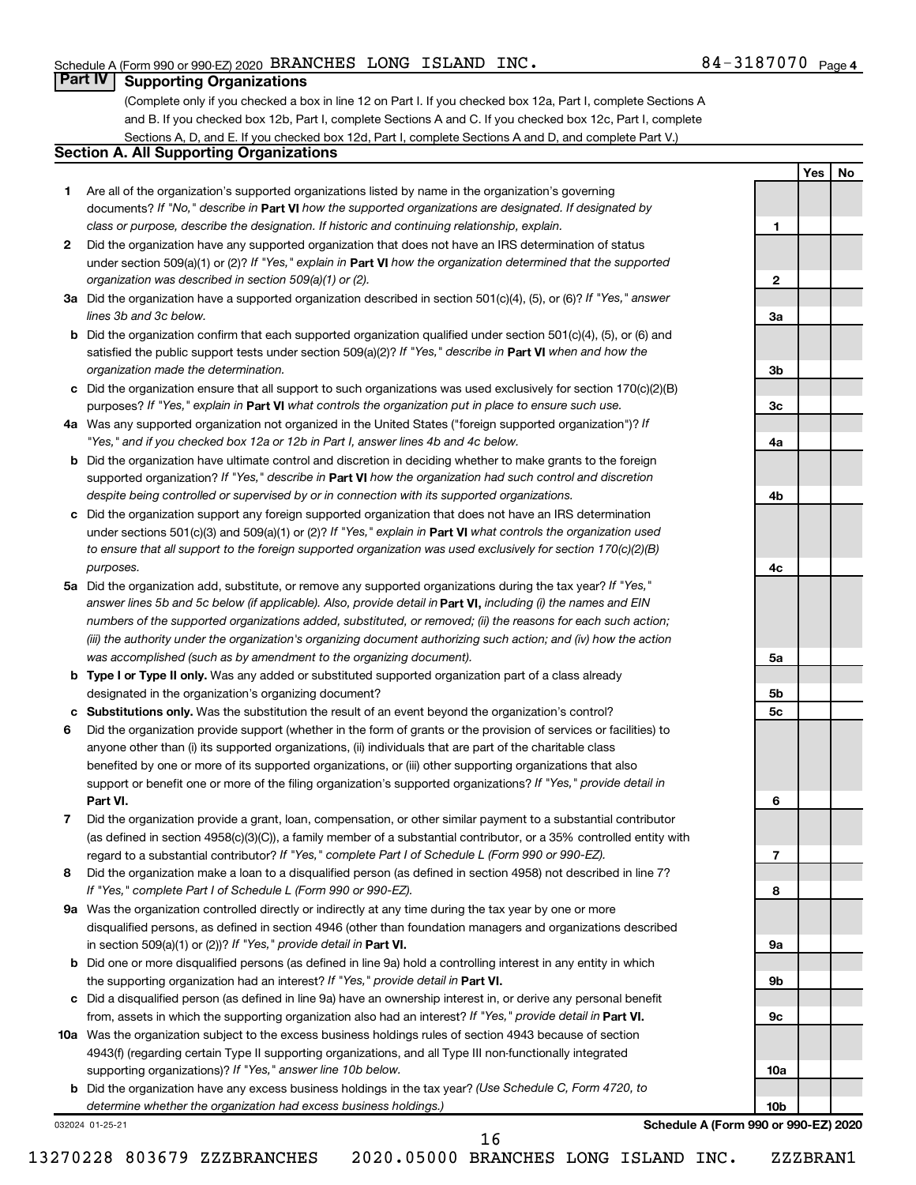Schedule A (Form 990 or 990-EZ) 2020 BRANCHES LONG ISLAND INC. 84-3187070 Page 4

## Part IV Supporting Organizations

(Complete only if you checked a box in line 12 on Part I. If you checked box 12a, Part I, complete Sections A and B. If you checked box 12b, Part I, complete Sections A and C. If you checked box 12c, Part I, complete Sections A, D, and E. If you checked box 12d, Part I, complete Sections A and D, and complete Part V.)

### Section A. All Supporting Organizations

| | | | Yes | No |
|---|---|---|---|---|
| **1** | Are all of the organization's supported organizations listed by name in the organization's governing documents? *If "No," describe in* **Part VI** *how the supported organizations are designated. If designated by class or purpose, describe the designation. If historic and continuing relationship, explain.* | 1 | | |
| **2** | Did the organization have any supported organization that does not have an IRS determination of status under section 509(a)(1) or (2)? *If "Yes," explain in* **Part VI** *how the organization determined that the supported organization was described in section 509(a)(1) or (2).* | 2 | | |
| **3a** | Did the organization have a supported organization described in section 501(c)(4), (5), or (6)? *If "Yes," answer lines 3b and 3c below.* | 3a | | |
| **b** | Did the organization confirm that each supported organization qualified under section 501(c)(4), (5), or (6) and satisfied the public support tests under section 509(a)(2)? *If "Yes," describe in* **Part VI** *when and how the organization made the determination.* | 3b | | |
| **c** | Did the organization ensure that all support to such organizations was used exclusively for section 170(c)(2)(B) purposes? *If "Yes," explain in* **Part VI** *what controls the organization put in place to ensure such use.* | 3c | | |
| **4a** | Was any supported organization not organized in the United States ("foreign supported organization")? *If "Yes," and if you checked box 12a or 12b in Part I, answer lines 4b and 4c below.* | 4a | | |
| **b** | Did the organization have ultimate control and discretion in deciding whether to make grants to the foreign supported organization? *If "Yes," describe in* **Part VI** *how the organization had such control and discretion despite being controlled or supervised by or in connection with its supported organizations.* | 4b | | |
| **c** | Did the organization support any foreign supported organization that does not have an IRS determination under sections 501(c)(3) and 509(a)(1) or (2)? *If "Yes," explain in* **Part VI** *what controls the organization used to ensure that all support to the foreign supported organization was used exclusively for section 170(c)(2)(B) purposes.* | 4c | | |
| **5a** | Did the organization add, substitute, or remove any supported organizations during the tax year? *If "Yes," answer lines 5b and 5c below (if applicable). Also, provide detail in* **Part VI,** *including (i) the names and EIN numbers of the supported organizations added, substituted, or removed; (ii) the reasons for each such action; (iii) the authority under the organization's organizing document authorizing such action; and (iv) how the action was accomplished (such as by amendment to the organizing document).* | 5a | | |
| **b** | **Type I or Type II only.** Was any added or substituted supported organization part of a class already designated in the organization's organizing document? | 5b | | |
| **c** | **Substitutions only.** Was the substitution the result of an event beyond the organization's control? | 5c | | |
| **6** | Did the organization provide support (whether in the form of grants or the provision of services or facilities) to anyone other than (i) its supported organizations, (ii) individuals that are part of the charitable class benefited by one or more of its supported organizations, or (iii) other supporting organizations that also support or benefit one or more of the filing organization's supported organizations? *If "Yes," provide detail in* **Part VI.** | 6 | | |
| **7** | Did the organization provide a grant, loan, compensation, or other similar payment to a substantial contributor (as defined in section 4958(c)(3)(C)), a family member of a substantial contributor, or a 35% controlled entity with regard to a substantial contributor? *If "Yes," complete Part I of Schedule L (Form 990 or 990-EZ).* | 7 | | |
| **8** | Did the organization make a loan to a disqualified person (as defined in section 4958) not described in line 7? *If "Yes," complete Part I of Schedule L (Form 990 or 990-EZ).* | 8 | | |
| **9a** | Was the organization controlled directly or indirectly at any time during the tax year by one or more disqualified persons, as defined in section 4946 (other than foundation managers and organizations described in section 509(a)(1) or (2))? *If "Yes," provide detail in* **Part VI.** | 9a | | |
| **b** | Did one or more disqualified persons (as defined in line 9a) hold a controlling interest in any entity in which the supporting organization had an interest? *If "Yes," provide detail in* **Part VI.** | 9b | | |
| **c** | Did a disqualified person (as defined in line 9a) have an ownership interest in, or derive any personal benefit from, assets in which the supporting organization also had an interest? *If "Yes," provide detail in* **Part VI.** | 9c | | |
| **10a** | Was the organization subject to the excess business holdings rules of section 4943 because of section 4943(f) (regarding certain Type II supporting organizations, and all Type III non-functionally integrated supporting organizations)? *If "Yes," answer line 10b below.* | 10a | | |
| **b** | Did the organization have any excess business holdings in the tax year? *(Use Schedule C, Form 4720, to determine whether the organization had excess business holdings.)* | 10b | | |

032024 01-25-21 **Schedule A (Form 990 or 990-EZ) 2020**

13270228 803679 ZZZBRANCHES 2020.05000 BRANCHES LONG ISLAND INC. ZZZBRAN1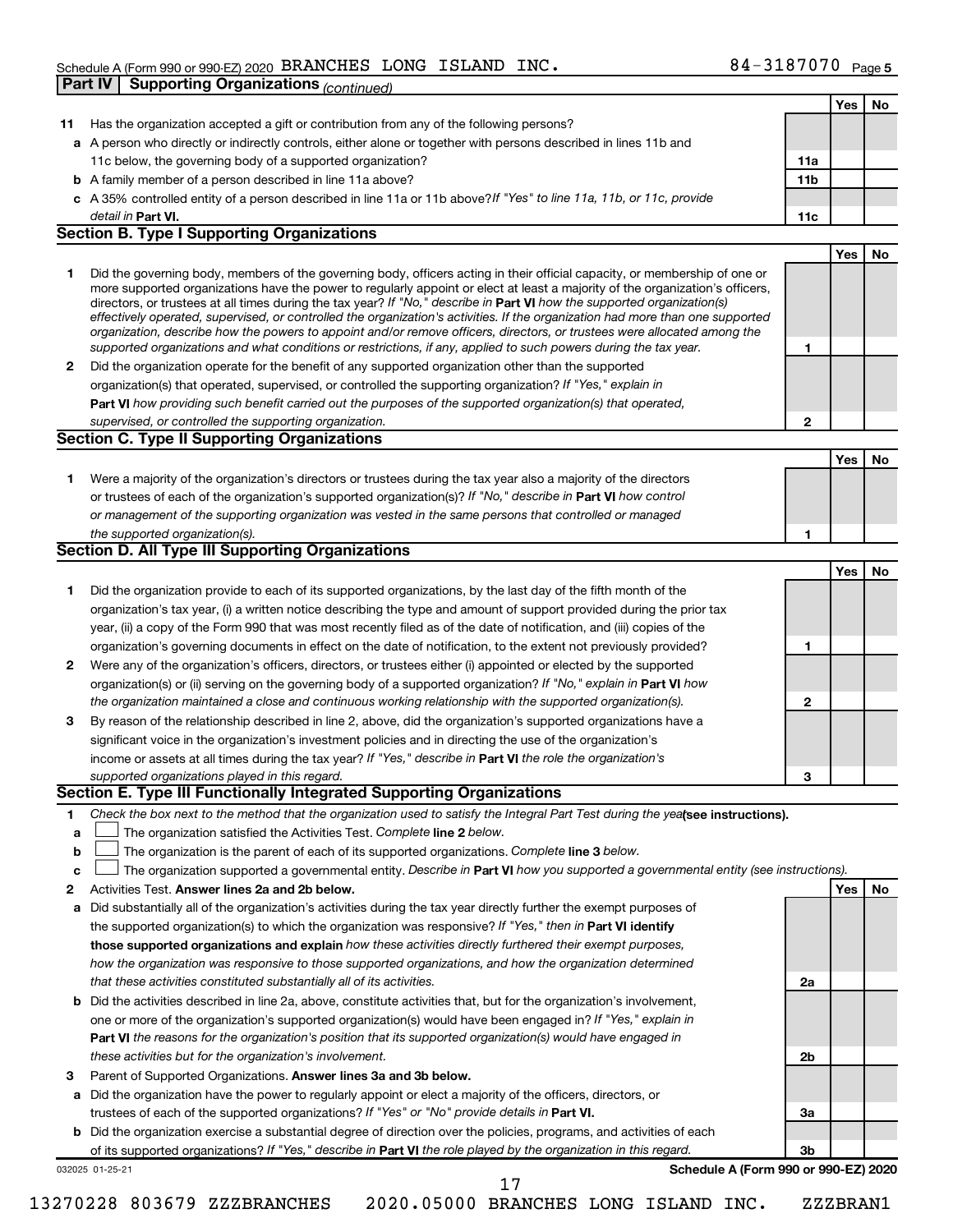Schedule A (Form 990 or 990-EZ) 2020 BRANCHES LONG ISLAND INC. 84-3187070 Page 5

**Part IV | Supporting Organizations** *(continued)*

| | | | Yes | No |
|---|---|---|---|---|
| **11** | Has the organization accepted a gift or contribution from any of the following persons? | | | |
| **a** | A person who directly or indirectly controls, either alone or together with persons described in lines 11b and 11c below, the governing body of a supported organization? | **11a** | | |
| **b** | A family member of a person described in line 11a above? | **11b** | | |
| **c** | A 35% controlled entity of a person described in line 11a or 11b above? *If "Yes" to line 11a, 11b, or 11c, provide detail in* **Part VI.** | **11c** | | |

## Section B. Type I Supporting Organizations

| | | | Yes | No |
|---|---|---|---|---|
| **1** | Did the governing body, members of the governing body, officers acting in their official capacity, or membership of one or more supported organizations have the power to regularly appoint or elect at least a majority of the organization's officers, directors, or trustees at all times during the tax year? *If "No," describe in* **Part VI** *how the supported organization(s) effectively operated, supervised, or controlled the organization's activities. If the organization had more than one supported organization, describe how the powers to appoint and/or remove officers, directors, or trustees were allocated among the supported organizations and what conditions or restrictions, if any, applied to such powers during the tax year.* | **1** | | |
| **2** | Did the organization operate for the benefit of any supported organization other than the supported organization(s) that operated, supervised, or controlled the supporting organization? *If "Yes," explain in* **Part VI** *how providing such benefit carried out the purposes of the supported organization(s) that operated, supervised, or controlled the supporting organization.* | **2** | | |

## Section C. Type II Supporting Organizations

| | | | Yes | No |
|---|---|---|---|---|
| **1** | Were a majority of the organization's directors or trustees during the tax year also a majority of the directors or trustees of each of the organization's supported organization(s)? *If "No," describe in* **Part VI** *how control or management of the supporting organization was vested in the same persons that controlled or managed the supported organization(s).* | **1** | | |

## Section D. All Type III Supporting Organizations

| | | | Yes | No |
|---|---|---|---|---|
| **1** | Did the organization provide to each of its supported organizations, by the last day of the fifth month of the organization's tax year, (i) a written notice describing the type and amount of support provided during the prior tax year, (ii) a copy of the Form 990 that was most recently filed as of the date of notification, and (iii) copies of the organization's governing documents in effect on the date of notification, to the extent not previously provided? | **1** | | |
| **2** | Were any of the organization's officers, directors, or trustees either (i) appointed or elected by the supported organization(s) or (ii) serving on the governing body of a supported organization? *If "No," explain in* **Part VI** *how the organization maintained a close and continuous working relationship with the supported organization(s).* | **2** | | |
| **3** | By reason of the relationship described in line 2, above, did the organization's supported organizations have a significant voice in the organization's investment policies and in directing the use of the organization's income or assets at all times during the tax year? *If "Yes," describe in* **Part VI** *the role the organization's supported organizations played in this regard.* | **3** | | |

## Section E. Type III Functionally Integrated Supporting Organizations

**1** *Check the box next to the method that the organization used to satisfy the Integral Part Test during the year* **(see instructions).**

- **a** ☐ The organization satisfied the Activities Test. *Complete* **line 2** *below.*
- **b** ☐ The organization is the parent of each of its supported organizations. *Complete* **line 3** *below.*
- **c** ☐ The organization supported a governmental entity. *Describe in* **Part VI** *how you supported a governmental entity (see instructions).*

| | | | Yes | No |
|---|---|---|---|---|
| **2** | Activities Test. **Answer lines 2a and 2b below.** | | | |
| **a** | Did substantially all of the organization's activities during the tax year directly further the exempt purposes of the supported organization(s) to which the organization was responsive? *If "Yes," then in* **Part VI identify those supported organizations and explain** *how these activities directly furthered their exempt purposes, how the organization was responsive to those supported organizations, and how the organization determined that these activities constituted substantially all of its activities.* | **2a** | | |
| **b** | Did the activities described in line 2a, above, constitute activities that, but for the organization's involvement, one or more of the organization's supported organization(s) would have been engaged in? *If "Yes," explain in* **Part VI** *the reasons for the organization's position that its supported organization(s) would have engaged in these activities but for the organization's involvement.* | **2b** | | |
| **3** | Parent of Supported Organizations. **Answer lines 3a and 3b below.** | | | |
| **a** | Did the organization have the power to regularly appoint or elect a majority of the officers, directors, or trustees of each of the supported organizations? *If "Yes" or "No" provide details in* **Part VI.** | **3a** | | |
| **b** | Did the organization exercise a substantial degree of direction over the policies, programs, and activities of each of its supported organizations? *If "Yes," describe in* **Part VI** *the role played by the organization in this regard.* | **3b** | | |

032025 01-25-21 **Schedule A (Form 990 or 990-EZ) 2020**

13270228 803679 ZZZBRANCHES 2020.05000 BRANCHES LONG ISLAND INC. ZZZBRAN1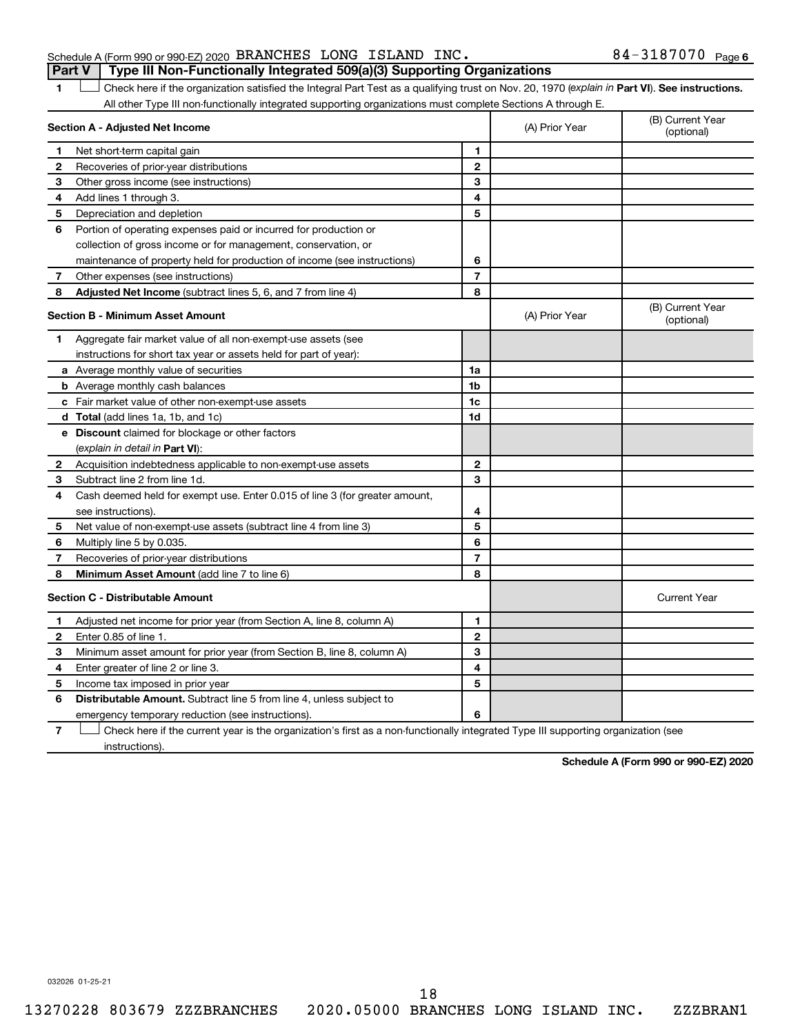Schedule A (Form 990 or 990-EZ) 2020 BRANCHES LONG ISLAND INC. 84-3187070 Page 6

**Part V | Type III Non-Functionally Integrated 509(a)(3) Supporting Organizations**

1 ☐ Check here if the organization satisfied the Integral Part Test as a qualifying trust on Nov. 20, 1970 (*explain in* **Part VI**). **See instructions.** All other Type III non-functionally integrated supporting organizations must complete Sections A through E.

| **Section A - Adjusted Net Income** | | (A) Prior Year | (B) Current Year (optional) |
|---|---|---|---|
| **1** Net short-term capital gain | **1** | | |
| **2** Recoveries of prior-year distributions | **2** | | |
| **3** Other gross income (see instructions) | **3** | | |
| **4** Add lines 1 through 3. | **4** | | |
| **5** Depreciation and depletion | **5** | | |
| **6** Portion of operating expenses paid or incurred for production or collection of gross income or for management, conservation, or maintenance of property held for production of income (see instructions) | **6** | | |
| **7** Other expenses (see instructions) | **7** | | |
| **8** **Adjusted Net Income** (subtract lines 5, 6, and 7 from line 4) | **8** | | |

| **Section B - Minimum Asset Amount** | | (A) Prior Year | (B) Current Year (optional) |
|---|---|---|---|
| **1** Aggregate fair market value of all non-exempt-use assets (see instructions for short tax year or assets held for part of year): | | | |
| **a** Average monthly value of securities | **1a** | | |
| **b** Average monthly cash balances | **1b** | | |
| **c** Fair market value of other non-exempt-use assets | **1c** | | |
| **d** **Total** (add lines 1a, 1b, and 1c) | **1d** | | |
| **e** **Discount** claimed for blockage or other factors (*explain in detail in* **Part VI**): | | | |
| **2** Acquisition indebtedness applicable to non-exempt-use assets | **2** | | |
| **3** Subtract line 2 from line 1d. | **3** | | |
| **4** Cash deemed held for exempt use. Enter 0.015 of line 3 (for greater amount, see instructions). | **4** | | |
| **5** Net value of non-exempt-use assets (subtract line 4 from line 3) | **5** | | |
| **6** Multiply line 5 by 0.035. | **6** | | |
| **7** Recoveries of prior-year distributions | **7** | | |
| **8** **Minimum Asset Amount** (add line 7 to line 6) | **8** | | |

| **Section C - Distributable Amount** | | | Current Year |
|---|---|---|---|
| **1** Adjusted net income for prior year (from Section A, line 8, column A) | **1** | | |
| **2** Enter 0.85 of line 1. | **2** | | |
| **3** Minimum asset amount for prior year (from Section B, line 8, column A) | **3** | | |
| **4** Enter greater of line 2 or line 3. | **4** | | |
| **5** Income tax imposed in prior year | **5** | | |
| **6** **Distributable Amount.** Subtract line 5 from line 4, unless subject to emergency temporary reduction (see instructions). | **6** | | |

7 ☐ Check here if the current year is the organization's first as a non-functionally integrated Type III supporting organization (see instructions).

**Schedule A (Form 990 or 990-EZ) 2020**

032026 01-25-21

13270228 803679 ZZZBRANCHES 2020.05000 BRANCHES LONG ISLAND INC. ZZZBRAN1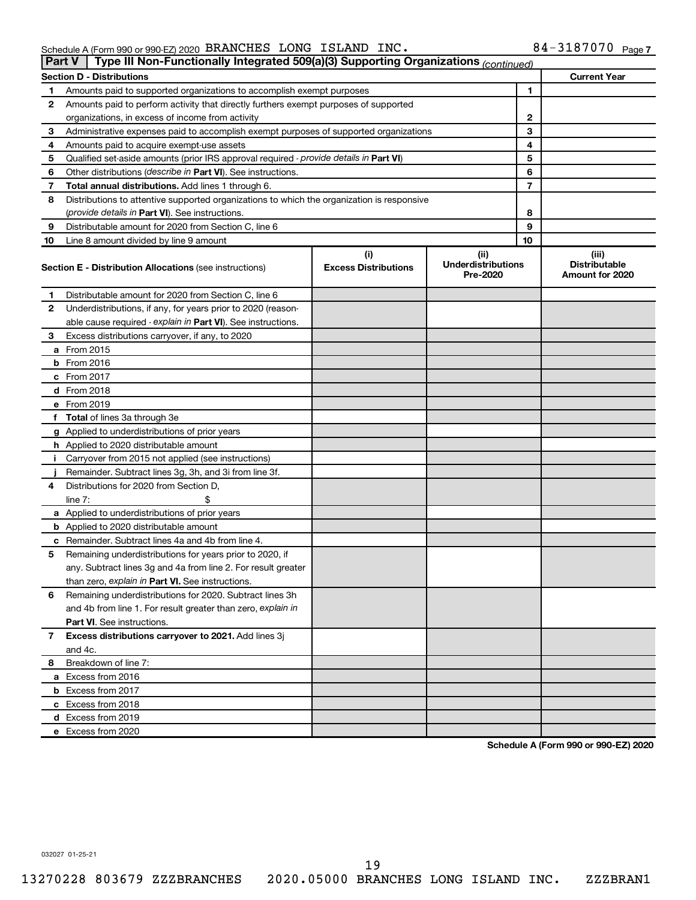Schedule A (Form 990 or 990-EZ) 2020 BRANCHES LONG ISLAND INC. 84-3187070 Page 7

**Part V | Type III Non-Functionally Integrated 509(a)(3) Supporting Organizations** *(continued)*

| Section D - Distributions | | | Current Year |
|---|---|---|---|
| 1 | Amounts paid to supported organizations to accomplish exempt purposes | 1 | |
| 2 | Amounts paid to perform activity that directly furthers exempt purposes of supported organizations, in excess of income from activity | 2 | |
| 3 | Administrative expenses paid to accomplish exempt purposes of supported organizations | 3 | |
| 4 | Amounts paid to acquire exempt-use assets | 4 | |
| 5 | Qualified set-aside amounts (prior IRS approval required - *provide details in* **Part VI**) | 5 | |
| 6 | Other distributions (*describe in* **Part VI**). See instructions. | 6 | |
| 7 | **Total annual distributions.** Add lines 1 through 6. | 7 | |
| 8 | Distributions to attentive supported organizations to which the organization is responsive (*provide details in* **Part VI**). See instructions. | 8 | |
| 9 | Distributable amount for 2020 from Section C, line 6 | 9 | |
| 10 | Line 8 amount divided by line 9 amount | 10 | |

| | **Section E - Distribution Allocations** (see instructions) | (i) Excess Distributions | (ii) Underdistributions Pre-2020 | (iii) Distributable Amount for 2020 |
|---|---|---|---|---|
| 1 | Distributable amount for 2020 from Section C, line 6 | | | |
| 2 | Underdistributions, if any, for years prior to 2020 (reasonable cause required - *explain in* **Part VI**). See instructions. | | | |
| 3 | Excess distributions carryover, if any, to 2020 | | | |
| a | From 2015 | | | |
| b | From 2016 | | | |
| c | From 2017 | | | |
| d | From 2018 | | | |
| e | From 2019 | | | |
| f | **Total** of lines 3a through 3e | | | |
| g | Applied to underdistributions of prior years | | | |
| h | Applied to 2020 distributable amount | | | |
| i | Carryover from 2015 not applied (see instructions) | | | |
| j | Remainder. Subtract lines 3g, 3h, and 3i from line 3f. | | | |
| 4 | Distributions for 2020 from Section D, line 7: $ | | | |
| a | Applied to underdistributions of prior years | | | |
| b | Applied to 2020 distributable amount | | | |
| c | Remainder. Subtract lines 4a and 4b from line 4. | | | |
| 5 | Remaining underdistributions for years prior to 2020, if any. Subtract lines 3g and 4a from line 2. For result greater than zero, *explain in* **Part VI.** See instructions. | | | |
| 6 | Remaining underdistributions for 2020. Subtract lines 3h and 4b from line 1. For result greater than zero, *explain in* **Part VI**. See instructions. | | | |
| 7 | **Excess distributions carryover to 2021.** Add lines 3j and 4c. | | | |
| 8 | Breakdown of line 7: | | | |
| a | Excess from 2016 | | | |
| b | Excess from 2017 | | | |
| c | Excess from 2018 | | | |
| d | Excess from 2019 | | | |
| e | Excess from 2020 | | | |

**Schedule A (Form 990 or 990-EZ) 2020**

032027 01-25-21

13270228 803679 ZZZBRANCHES 2020.05000 BRANCHES LONG ISLAND INC. ZZZBRAN1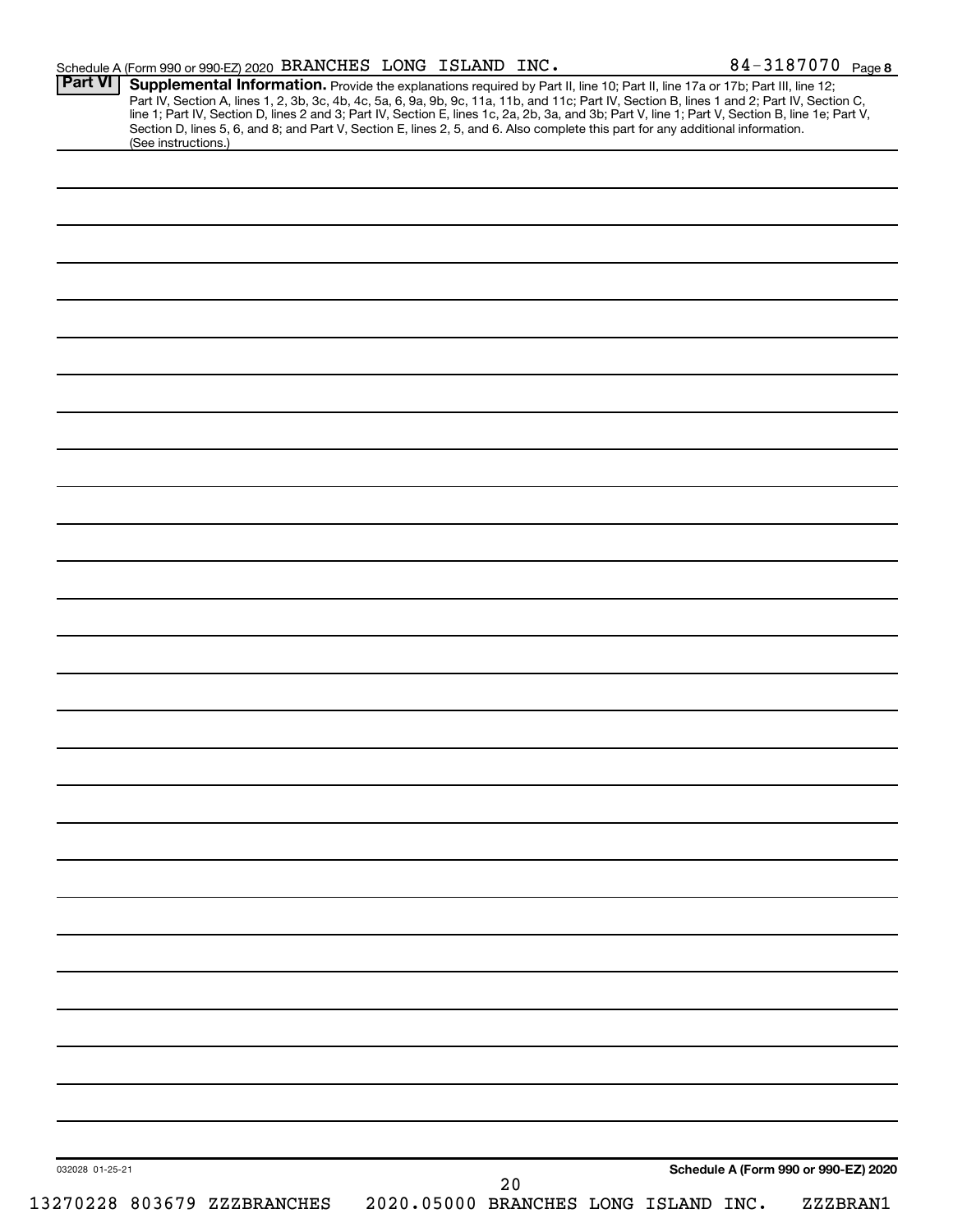Schedule A (Form 990 or 990-EZ) 2020 BRANCHES LONG ISLAND INC. 84-3187070 Page 8

**Part VI** **Supplemental Information.** Provide the explanations required by Part II, line 10; Part II, line 17a or 17b; Part III, line 12; Part IV, Section A, lines 1, 2, 3b, 3c, 4b, 4c, 5a, 6, 9a, 9b, 9c, 11a, 11b, and 11c; Part IV, Section B, lines 1 and 2; Part IV, Section C, line 1; Part IV, Section D, lines 2 and 3; Part IV, Section E, lines 1c, 2a, 2b, 3a, and 3b; Part V, line 1; Part V, Section B, line 1e; Part V, Section D, lines 5, 6, and 8; and Part V, Section E, lines 2, 5, and 6. Also complete this part for any additional information. (See instructions.)

032028 01-25-21

**Schedule A (Form 990 or 990-EZ) 2020**

13270228 803679 ZZZBRANCHES 2020.05000 BRANCHES LONG ISLAND INC. ZZZBRAN1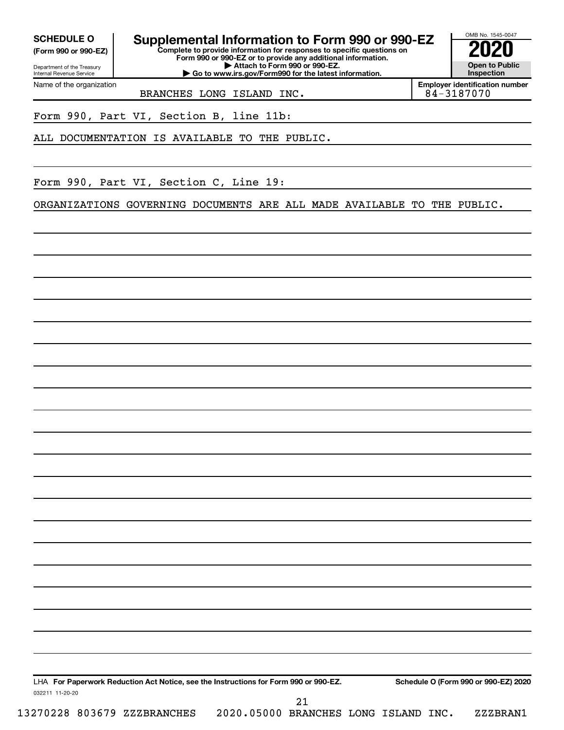**SCHEDULE O**
**(Form 990 or 990-EZ)**

Department of the Treasury
Internal Revenue Service

# Supplemental Information to Form 990 or 990-EZ

**Complete to provide information for responses to specific questions on Form 990 or 990-EZ or to provide any additional information.**
**▶ Attach to Form 990 or 990-EZ.**
**▶ Go to www.irs.gov/Form990 for the latest information.**

OMB No. 1545-0047

**2020**

**Open to Public Inspection**

Name of the organization: BRANCHES LONG ISLAND INC.

**Employer identification number:** 84-3187070

Form 990, Part VI, Section B, line 11b:

ALL DOCUMENTATION IS AVAILABLE TO THE PUBLIC.

Form 990, Part VI, Section C, Line 19:

ORGANIZATIONS GOVERNING DOCUMENTS ARE ALL MADE AVAILABLE TO THE PUBLIC.

LHA **For Paperwork Reduction Act Notice, see the Instructions for Form 990 or 990-EZ.** **Schedule O (Form 990 or 990-EZ) 2020**

032211 11-20-20

13270228 803679 ZZZBRANCHES 2020.05000 BRANCHES LONG ISLAND INC. ZZZBRAN1